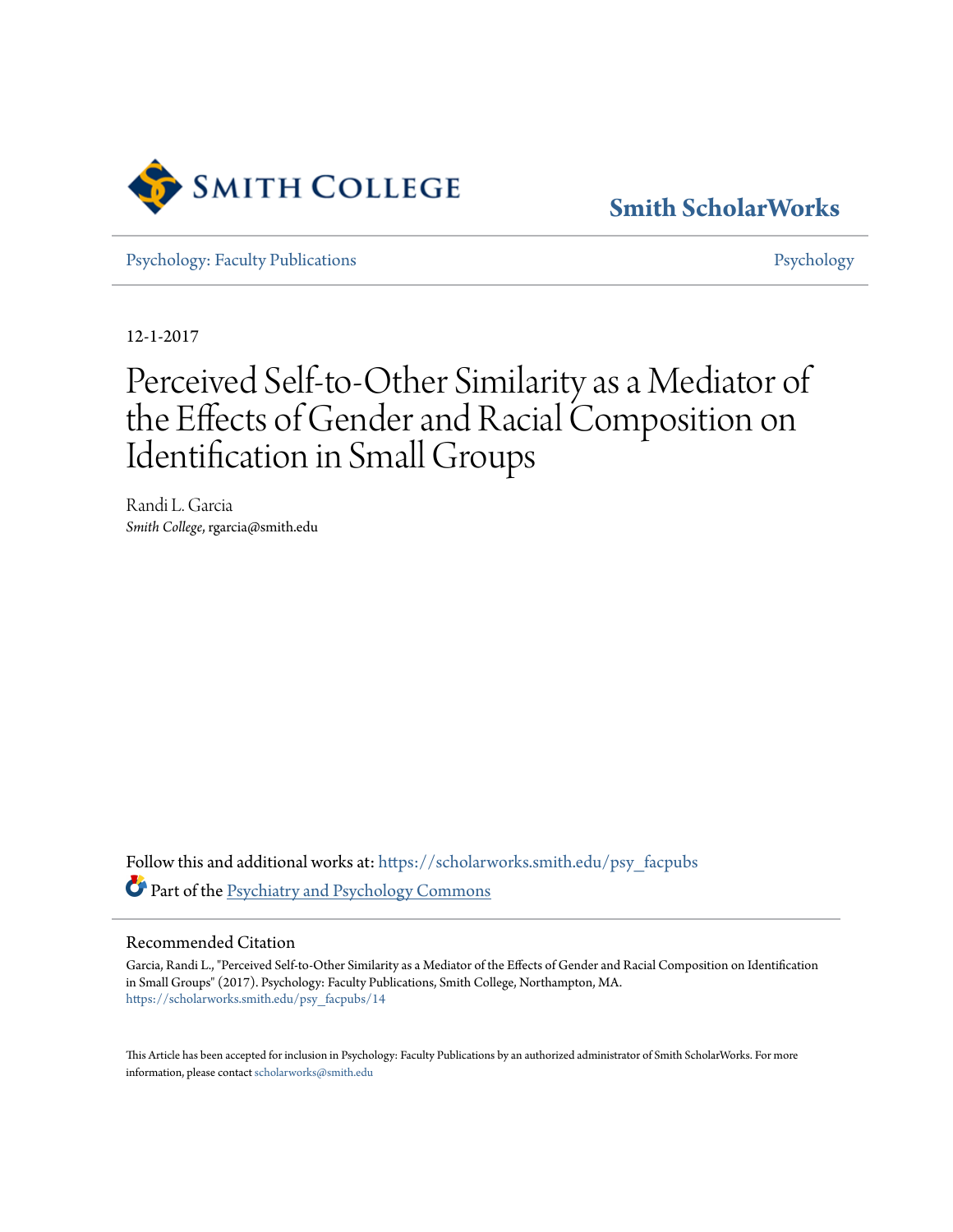Smith College

Smith ScholarWorks

Psychology: Faculty Publications

Psychology

12-1-2017

# Perceived Self-to-Other Similarity as a Mediator of the Effects of Gender and Racial Composition on Identification in Small Groups

Randi L. Garcia
*Smith College*, rgarcia@smith.edu

Follow this and additional works at: https://scholarworks.smith.edu/psy_facpubs

Part of the Psychiatry and Psychology Commons

## Recommended Citation

Garcia, Randi L., "Perceived Self-to-Other Similarity as a Mediator of the Effects of Gender and Racial Composition on Identification in Small Groups" (2017). Psychology: Faculty Publications, Smith College, Northampton, MA. https://scholarworks.smith.edu/psy_facpubs/14

This Article has been accepted for inclusion in Psychology: Faculty Publications by an authorized administrator of Smith ScholarWorks. For more information, please contact scholarworks@smith.edu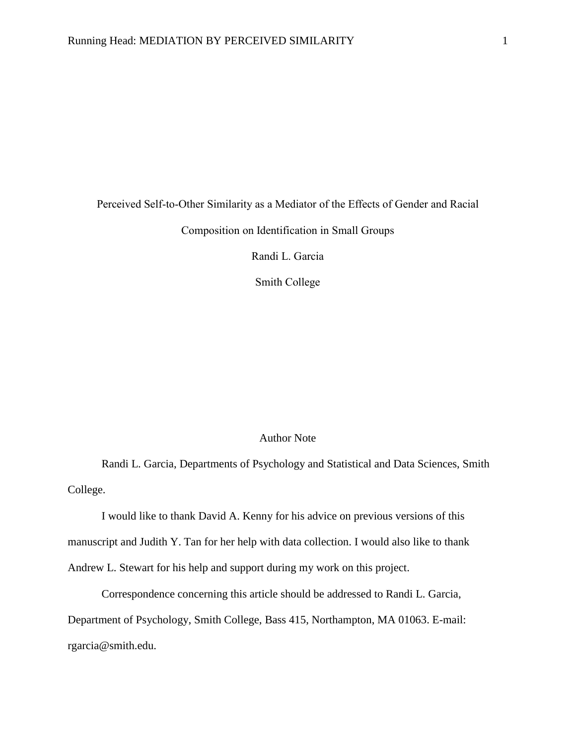# Perceived Self-to-Other Similarity as a Mediator of the Effects of Gender and Racial Composition on Identification in Small Groups

Randi L. Garcia

Smith College

## Author Note

Randi L. Garcia, Departments of Psychology and Statistical and Data Sciences, Smith College.

I would like to thank David A. Kenny for his advice on previous versions of this manuscript and Judith Y. Tan for her help with data collection. I would also like to thank Andrew L. Stewart for his help and support during my work on this project.

Correspondence concerning this article should be addressed to Randi L. Garcia, Department of Psychology, Smith College, Bass 415, Northampton, MA 01063. E-mail: rgarcia@smith.edu.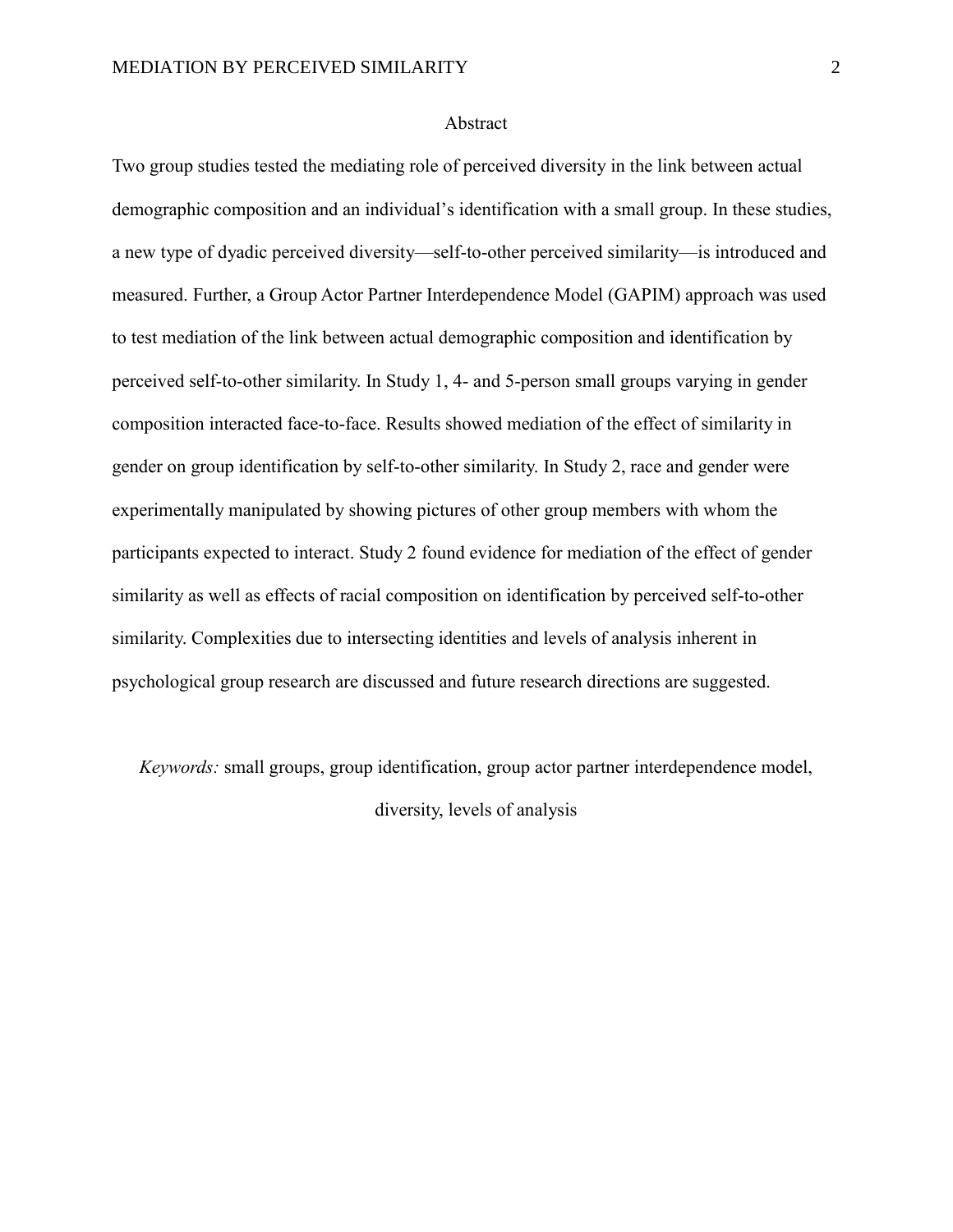# Abstract

Two group studies tested the mediating role of perceived diversity in the link between actual demographic composition and an individual's identification with a small group. In these studies, a new type of dyadic perceived diversity—self-to-other perceived similarity—is introduced and measured. Further, a Group Actor Partner Interdependence Model (GAPIM) approach was used to test mediation of the link between actual demographic composition and identification by perceived self-to-other similarity. In Study 1, 4- and 5-person small groups varying in gender composition interacted face-to-face. Results showed mediation of the effect of similarity in gender on group identification by self-to-other similarity. In Study 2, race and gender were experimentally manipulated by showing pictures of other group members with whom the participants expected to interact. Study 2 found evidence for mediation of the effect of gender similarity as well as effects of racial composition on identification by perceived self-to-other similarity. Complexities due to intersecting identities and levels of analysis inherent in psychological group research are discussed and future research directions are suggested.

*Keywords:* small groups, group identification, group actor partner interdependence model, diversity, levels of analysis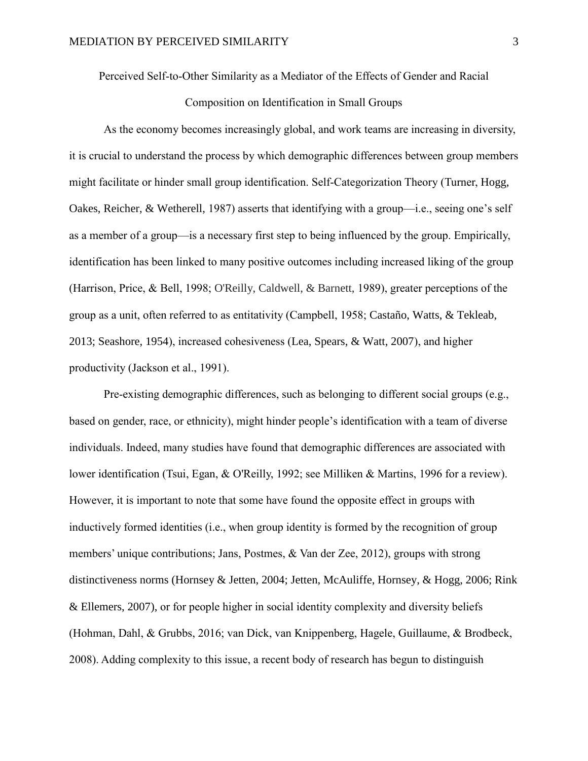# Perceived Self-to-Other Similarity as a Mediator of the Effects of Gender and Racial Composition on Identification in Small Groups

As the economy becomes increasingly global, and work teams are increasing in diversity, it is crucial to understand the process by which demographic differences between group members might facilitate or hinder small group identification. Self-Categorization Theory (Turner, Hogg, Oakes, Reicher, & Wetherell, 1987) asserts that identifying with a group—i.e., seeing one's self as a member of a group—is a necessary first step to being influenced by the group. Empirically, identification has been linked to many positive outcomes including increased liking of the group (Harrison, Price, & Bell, 1998; O'Reilly, Caldwell, & Barnett, 1989), greater perceptions of the group as a unit, often referred to as entitativity (Campbell, 1958; Castaño, Watts, & Tekleab, 2013; Seashore, 1954), increased cohesiveness (Lea, Spears, & Watt, 2007), and higher productivity (Jackson et al., 1991).

Pre-existing demographic differences, such as belonging to different social groups (e.g., based on gender, race, or ethnicity), might hinder people's identification with a team of diverse individuals. Indeed, many studies have found that demographic differences are associated with lower identification (Tsui, Egan, & O'Reilly, 1992; see Milliken & Martins, 1996 for a review). However, it is important to note that some have found the opposite effect in groups with inductively formed identities (i.e., when group identity is formed by the recognition of group members' unique contributions; Jans, Postmes, & Van der Zee, 2012), groups with strong distinctiveness norms (Hornsey & Jetten, 2004; Jetten, McAuliffe, Hornsey, & Hogg, 2006; Rink & Ellemers, 2007), or for people higher in social identity complexity and diversity beliefs (Hohman, Dahl, & Grubbs, 2016; van Dick, van Knippenberg, Hagele, Guillaume, & Brodbeck, 2008). Adding complexity to this issue, a recent body of research has begun to distinguish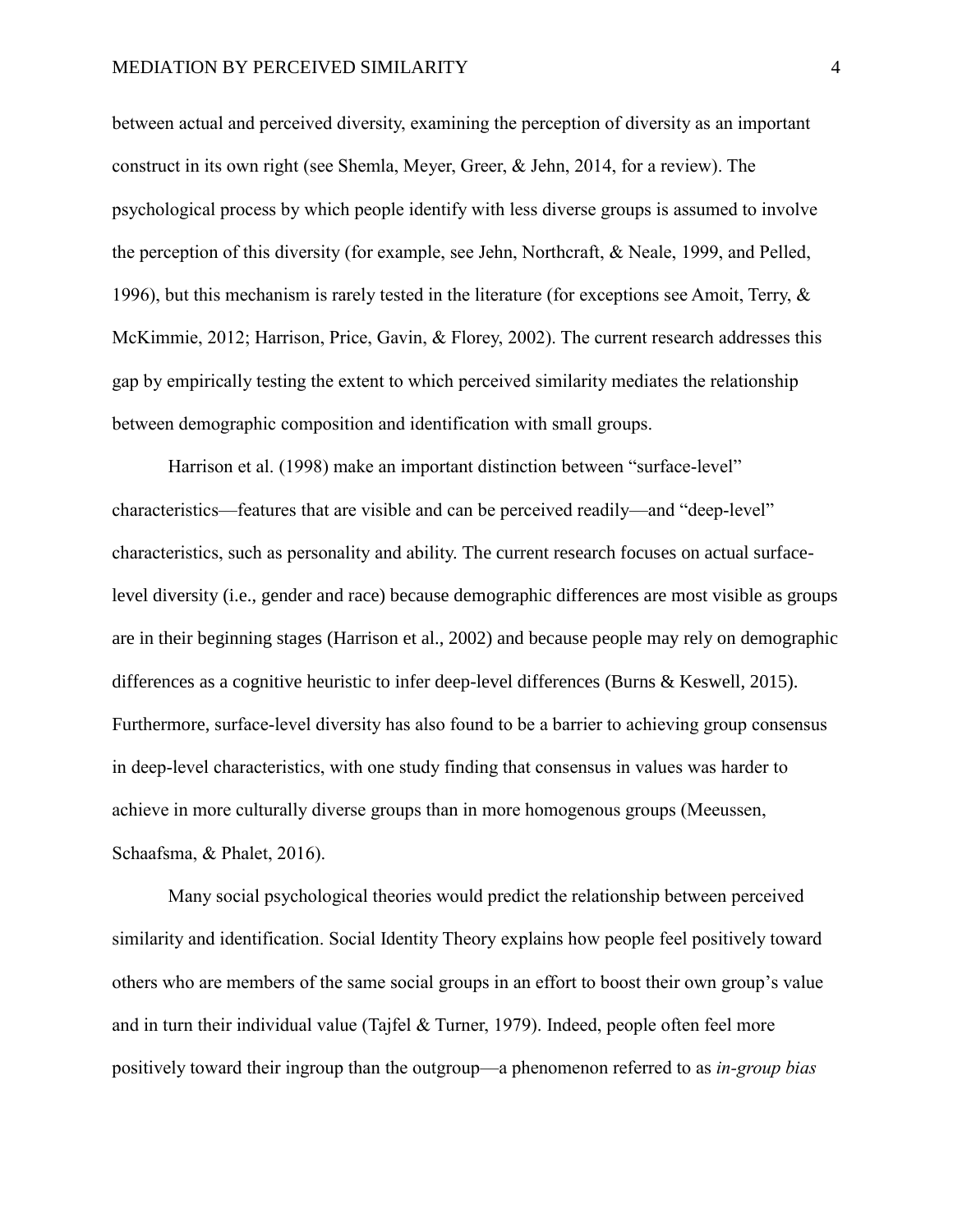between actual and perceived diversity, examining the perception of diversity as an important construct in its own right (see Shemla, Meyer, Greer, & Jehn, 2014, for a review). The psychological process by which people identify with less diverse groups is assumed to involve the perception of this diversity (for example, see Jehn, Northcraft, & Neale, 1999, and Pelled, 1996), but this mechanism is rarely tested in the literature (for exceptions see Amoit, Terry, & McKimmie, 2012; Harrison, Price, Gavin, & Florey, 2002). The current research addresses this gap by empirically testing the extent to which perceived similarity mediates the relationship between demographic composition and identification with small groups.

Harrison et al. (1998) make an important distinction between "surface-level" characteristics—features that are visible and can be perceived readily—and "deep-level" characteristics, such as personality and ability. The current research focuses on actual surface-level diversity (i.e., gender and race) because demographic differences are most visible as groups are in their beginning stages (Harrison et al., 2002) and because people may rely on demographic differences as a cognitive heuristic to infer deep-level differences (Burns & Keswell, 2015). Furthermore, surface-level diversity has also found to be a barrier to achieving group consensus in deep-level characteristics, with one study finding that consensus in values was harder to achieve in more culturally diverse groups than in more homogenous groups (Meeussen, Schaafsma, & Phalet, 2016).

Many social psychological theories would predict the relationship between perceived similarity and identification. Social Identity Theory explains how people feel positively toward others who are members of the same social groups in an effort to boost their own group's value and in turn their individual value (Tajfel & Turner, 1979). Indeed, people often feel more positively toward their ingroup than the outgroup—a phenomenon referred to as *in-group bias*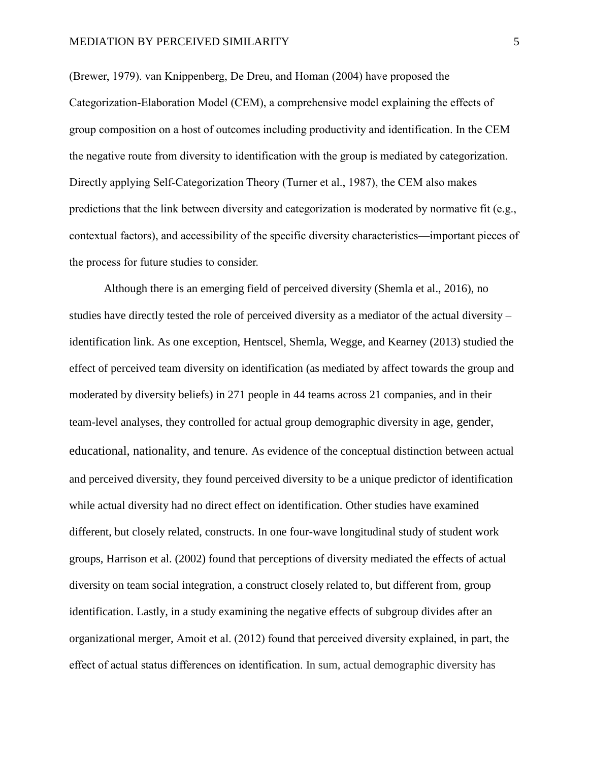(Brewer, 1979). van Knippenberg, De Dreu, and Homan (2004) have proposed the Categorization-Elaboration Model (CEM), a comprehensive model explaining the effects of group composition on a host of outcomes including productivity and identification. In the CEM the negative route from diversity to identification with the group is mediated by categorization. Directly applying Self-Categorization Theory (Turner et al., 1987), the CEM also makes predictions that the link between diversity and categorization is moderated by normative fit (e.g., contextual factors), and accessibility of the specific diversity characteristics—important pieces of the process for future studies to consider.

Although there is an emerging field of perceived diversity (Shemla et al., 2016), no studies have directly tested the role of perceived diversity as a mediator of the actual diversity – identification link. As one exception, Hentscel, Shemla, Wegge, and Kearney (2013) studied the effect of perceived team diversity on identification (as mediated by affect towards the group and moderated by diversity beliefs) in 271 people in 44 teams across 21 companies, and in their team-level analyses, they controlled for actual group demographic diversity in age, gender, educational, nationality, and tenure. As evidence of the conceptual distinction between actual and perceived diversity, they found perceived diversity to be a unique predictor of identification while actual diversity had no direct effect on identification. Other studies have examined different, but closely related, constructs. In one four-wave longitudinal study of student work groups, Harrison et al. (2002) found that perceptions of diversity mediated the effects of actual diversity on team social integration, a construct closely related to, but different from, group identification. Lastly, in a study examining the negative effects of subgroup divides after an organizational merger, Amoit et al. (2012) found that perceived diversity explained, in part, the effect of actual status differences on identification. In sum, actual demographic diversity has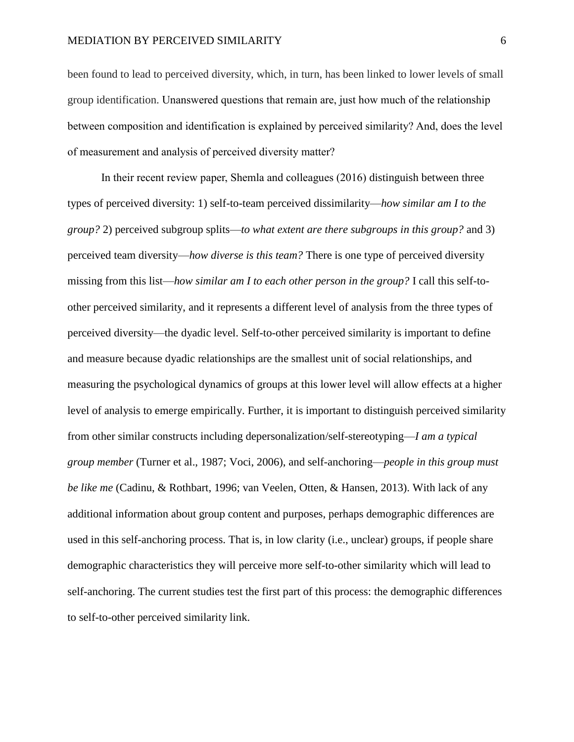been found to lead to perceived diversity, which, in turn, has been linked to lower levels of small group identification. Unanswered questions that remain are, just how much of the relationship between composition and identification is explained by perceived similarity? And, does the level of measurement and analysis of perceived diversity matter?

In their recent review paper, Shemla and colleagues (2016) distinguish between three types of perceived diversity: 1) self-to-team perceived dissimilarity—*how similar am I to the group?* 2) perceived subgroup splits—*to what extent are there subgroups in this group?* and 3) perceived team diversity—*how diverse is this team?* There is one type of perceived diversity missing from this list—*how similar am I to each other person in the group?* I call this self-to-other perceived similarity, and it represents a different level of analysis from the three types of perceived diversity—the dyadic level. Self-to-other perceived similarity is important to define and measure because dyadic relationships are the smallest unit of social relationships, and measuring the psychological dynamics of groups at this lower level will allow effects at a higher level of analysis to emerge empirically. Further, it is important to distinguish perceived similarity from other similar constructs including depersonalization/self-stereotyping—*I am a typical group member* (Turner et al., 1987; Voci, 2006), and self-anchoring—*people in this group must be like me* (Cadinu, & Rothbart, 1996; van Veelen, Otten, & Hansen, 2013). With lack of any additional information about group content and purposes, perhaps demographic differences are used in this self-anchoring process. That is, in low clarity (i.e., unclear) groups, if people share demographic characteristics they will perceive more self-to-other similarity which will lead to self-anchoring. The current studies test the first part of this process: the demographic differences to self-to-other perceived similarity link.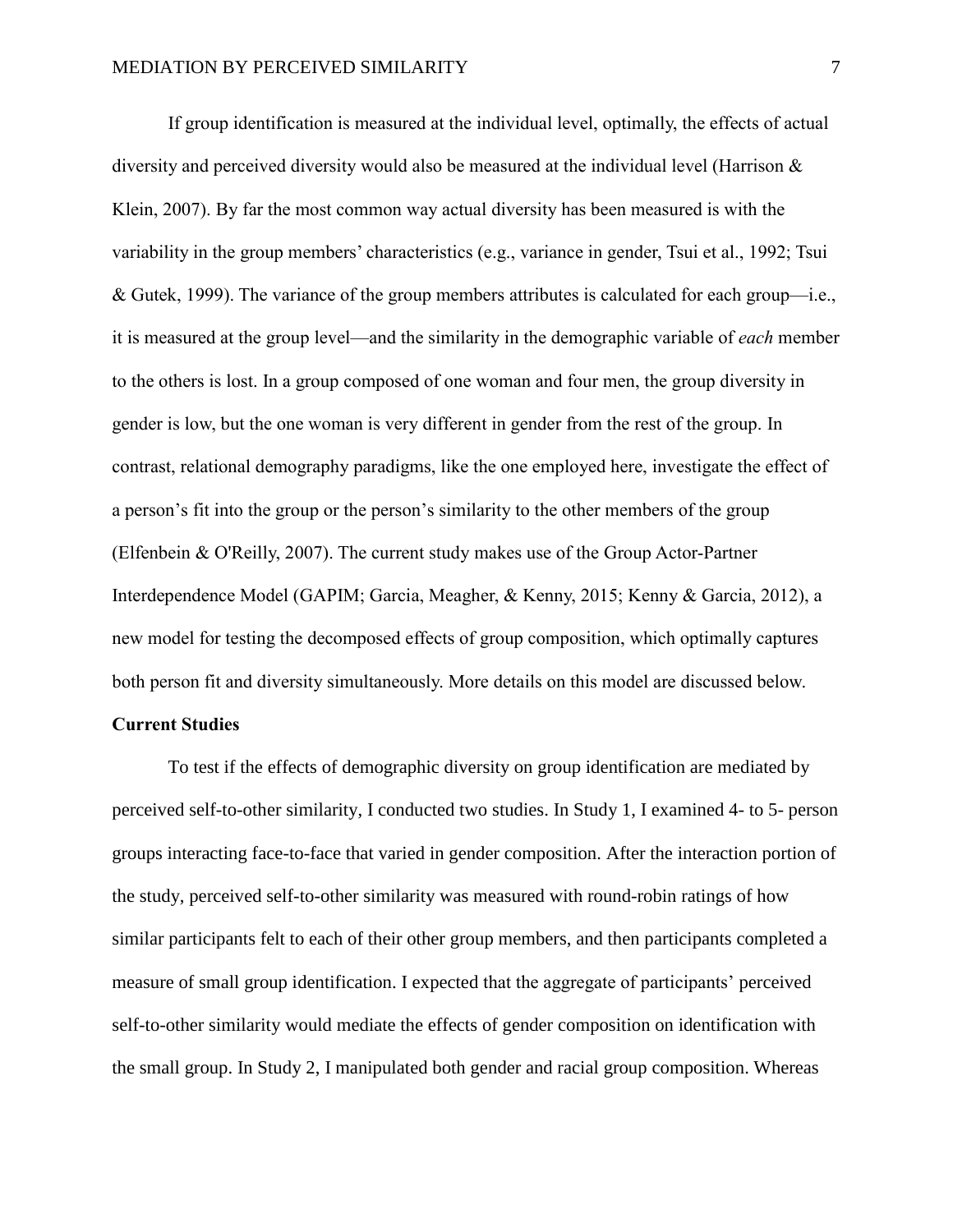If group identification is measured at the individual level, optimally, the effects of actual diversity and perceived diversity would also be measured at the individual level (Harrison & Klein, 2007). By far the most common way actual diversity has been measured is with the variability in the group members' characteristics (e.g., variance in gender, Tsui et al., 1992; Tsui & Gutek, 1999). The variance of the group members attributes is calculated for each group—i.e., it is measured at the group level—and the similarity in the demographic variable of *each* member to the others is lost. In a group composed of one woman and four men, the group diversity in gender is low, but the one woman is very different in gender from the rest of the group. In contrast, relational demography paradigms, like the one employed here, investigate the effect of a person's fit into the group or the person's similarity to the other members of the group (Elfenbein & O'Reilly, 2007). The current study makes use of the Group Actor-Partner Interdependence Model (GAPIM; Garcia, Meagher, & Kenny, 2015; Kenny & Garcia, 2012), a new model for testing the decomposed effects of group composition, which optimally captures both person fit and diversity simultaneously. More details on this model are discussed below.

**Current Studies**

To test if the effects of demographic diversity on group identification are mediated by perceived self-to-other similarity, I conducted two studies. In Study 1, I examined 4- to 5- person groups interacting face-to-face that varied in gender composition. After the interaction portion of the study, perceived self-to-other similarity was measured with round-robin ratings of how similar participants felt to each of their other group members, and then participants completed a measure of small group identification. I expected that the aggregate of participants' perceived self-to-other similarity would mediate the effects of gender composition on identification with the small group. In Study 2, I manipulated both gender and racial group composition. Whereas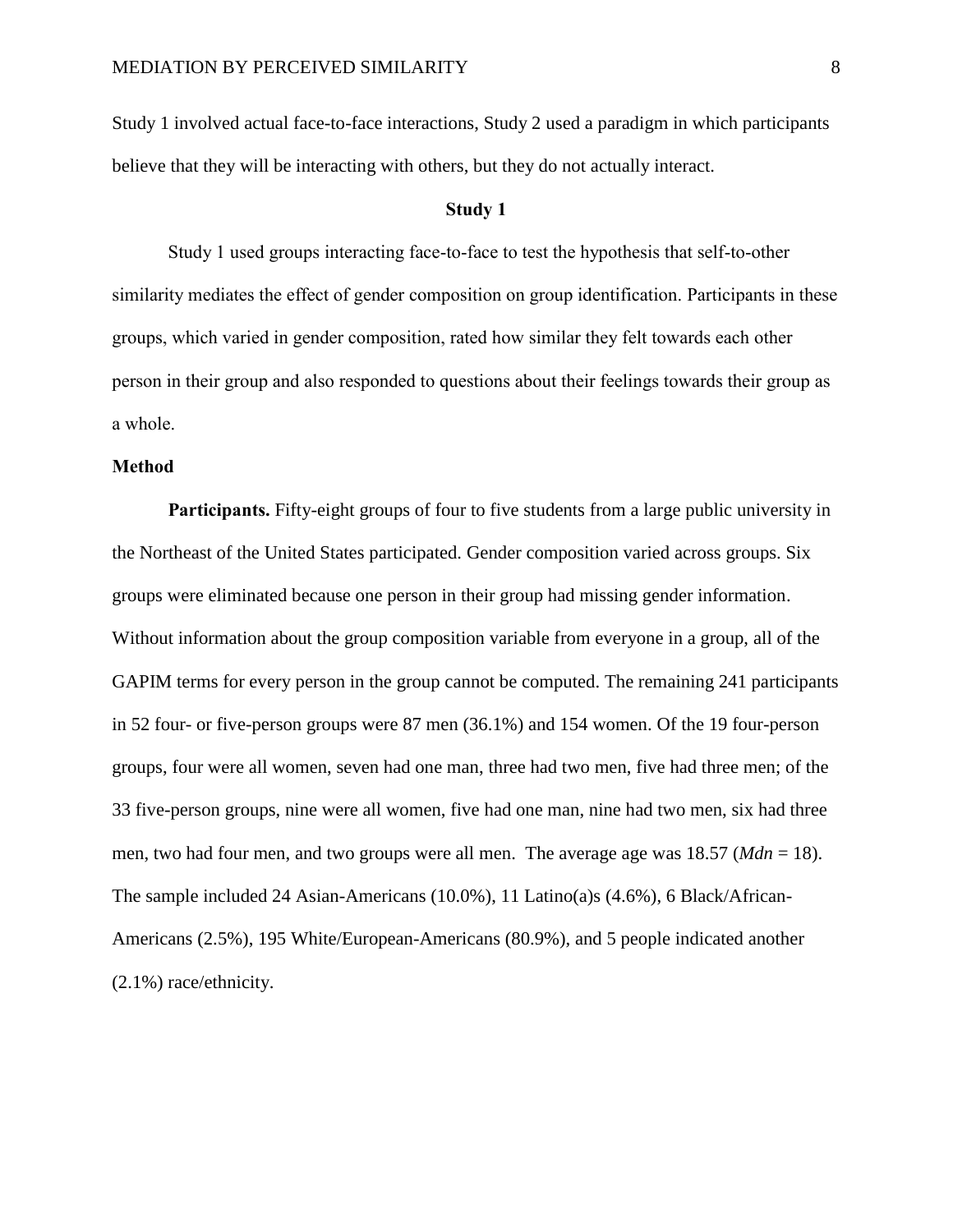Study 1 involved actual face-to-face interactions, Study 2 used a paradigm in which participants believe that they will be interacting with others, but they do not actually interact.

## Study 1

Study 1 used groups interacting face-to-face to test the hypothesis that self-to-other similarity mediates the effect of gender composition on group identification. Participants in these groups, which varied in gender composition, rated how similar they felt towards each other person in their group and also responded to questions about their feelings towards their group as a whole.

### Method

**Participants.** Fifty-eight groups of four to five students from a large public university in the Northeast of the United States participated. Gender composition varied across groups. Six groups were eliminated because one person in their group had missing gender information. Without information about the group composition variable from everyone in a group, all of the GAPIM terms for every person in the group cannot be computed. The remaining 241 participants in 52 four- or five-person groups were 87 men (36.1%) and 154 women. Of the 19 four-person groups, four were all women, seven had one man, three had two men, five had three men; of the 33 five-person groups, nine were all women, five had one man, nine had two men, six had three men, two had four men, and two groups were all men. The average age was 18.57 (*Mdn* = 18). The sample included 24 Asian-Americans (10.0%), 11 Latino(a)s (4.6%), 6 Black/African-Americans (2.5%), 195 White/European-Americans (80.9%), and 5 people indicated another (2.1%) race/ethnicity.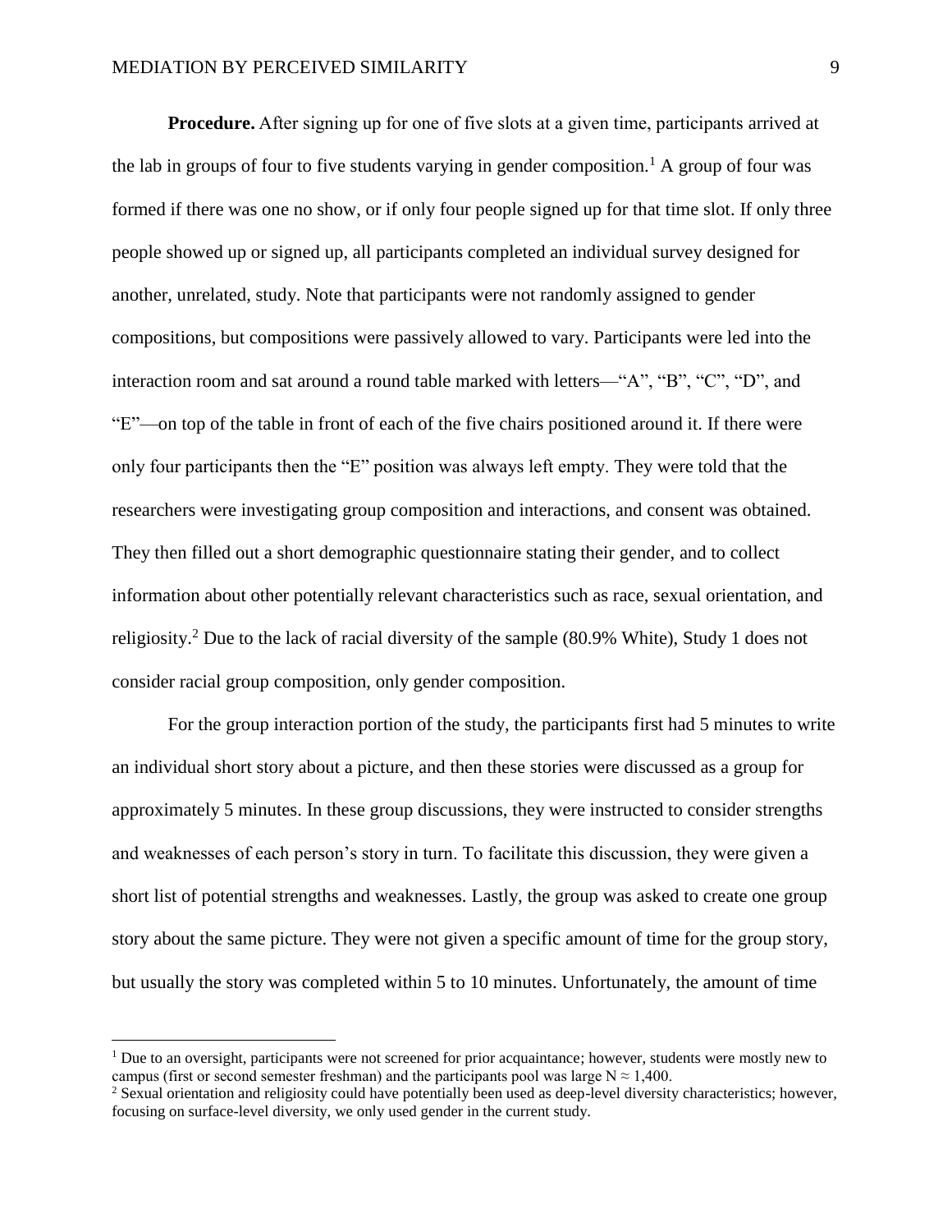**Procedure.** After signing up for one of five slots at a given time, participants arrived at the lab in groups of four to five students varying in gender composition.[1] A group of four was formed if there was one no show, or if only four people signed up for that time slot. If only three people showed up or signed up, all participants completed an individual survey designed for another, unrelated, study. Note that participants were not randomly assigned to gender compositions, but compositions were passively allowed to vary. Participants were led into the interaction room and sat around a round table marked with letters—"A", "B", "C", "D", and "E"—on top of the table in front of each of the five chairs positioned around it. If there were only four participants then the "E" position was always left empty. They were told that the researchers were investigating group composition and interactions, and consent was obtained. They then filled out a short demographic questionnaire stating their gender, and to collect information about other potentially relevant characteristics such as race, sexual orientation, and religiosity.[2] Due to the lack of racial diversity of the sample (80.9% White), Study 1 does not consider racial group composition, only gender composition.

For the group interaction portion of the study, the participants first had 5 minutes to write an individual short story about a picture, and then these stories were discussed as a group for approximately 5 minutes. In these group discussions, they were instructed to consider strengths and weaknesses of each person's story in turn. To facilitate this discussion, they were given a short list of potential strengths and weaknesses. Lastly, the group was asked to create one group story about the same picture. They were not given a specific amount of time for the group story, but usually the story was completed within 5 to 10 minutes. Unfortunately, the amount of time

---

[1] Due to an oversight, participants were not screened for prior acquaintance; however, students were mostly new to campus (first or second semester freshman) and the participants pool was large $N \approx 1{,}400$.

[2] Sexual orientation and religiosity could have potentially been used as deep-level diversity characteristics; however, focusing on surface-level diversity, we only used gender in the current study.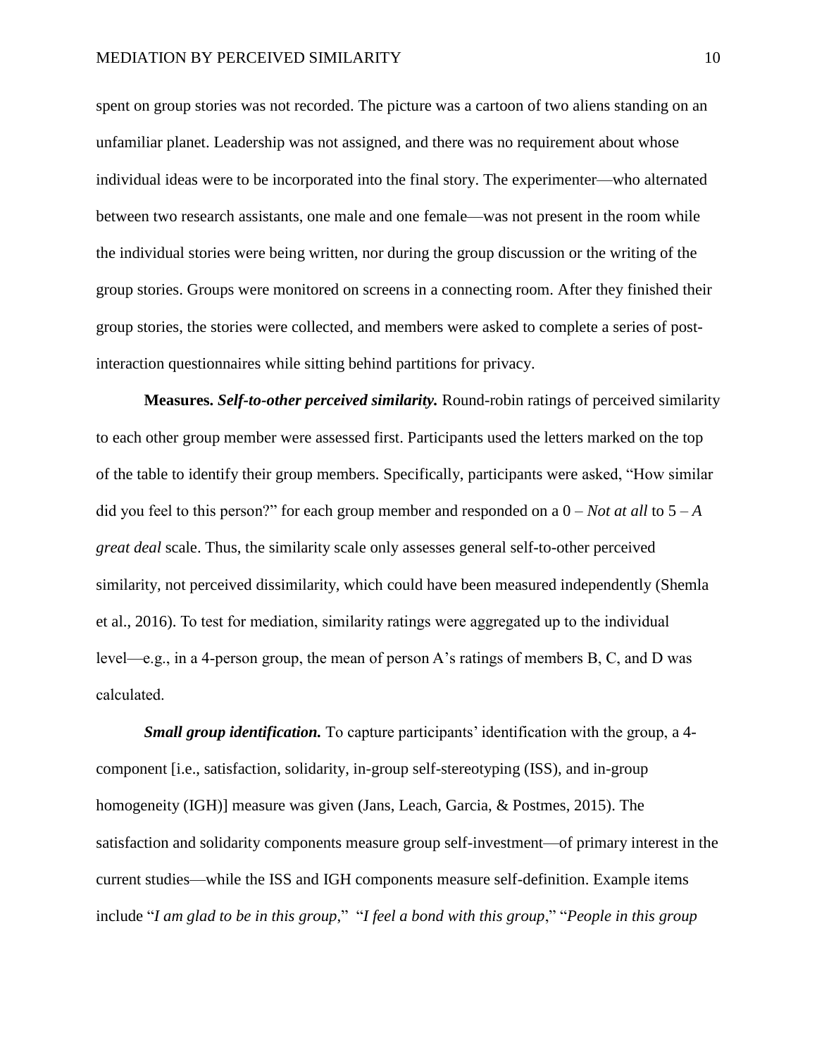spent on group stories was not recorded. The picture was a cartoon of two aliens standing on an unfamiliar planet. Leadership was not assigned, and there was no requirement about whose individual ideas were to be incorporated into the final story. The experimenter—who alternated between two research assistants, one male and one female—was not present in the room while the individual stories were being written, nor during the group discussion or the writing of the group stories. Groups were monitored on screens in a connecting room. After they finished their group stories, the stories were collected, and members were asked to complete a series of post-interaction questionnaires while sitting behind partitions for privacy.

**Measures.** ***Self-to-other perceived similarity.*** Round-robin ratings of perceived similarity to each other group member were assessed first. Participants used the letters marked on the top of the table to identify their group members. Specifically, participants were asked, “How similar did you feel to this person?” for each group member and responded on a 0 – *Not at all* to 5 – *A great deal* scale. Thus, the similarity scale only assesses general self-to-other perceived similarity, not perceived dissimilarity, which could have been measured independently (Shemla et al., 2016). To test for mediation, similarity ratings were aggregated up to the individual level—e.g., in a 4-person group, the mean of person A’s ratings of members B, C, and D was calculated.

***Small group identification.*** To capture participants’ identification with the group, a 4-component [i.e., satisfaction, solidarity, in-group self-stereotyping (ISS), and in-group homogeneity (IGH)] measure was given (Jans, Leach, Garcia, & Postmes, 2015). The satisfaction and solidarity components measure group self-investment—of primary interest in the current studies—while the ISS and IGH components measure self-definition. Example items include “*I am glad to be in this group*,” “*I feel a bond with this group*,” “*People in this group*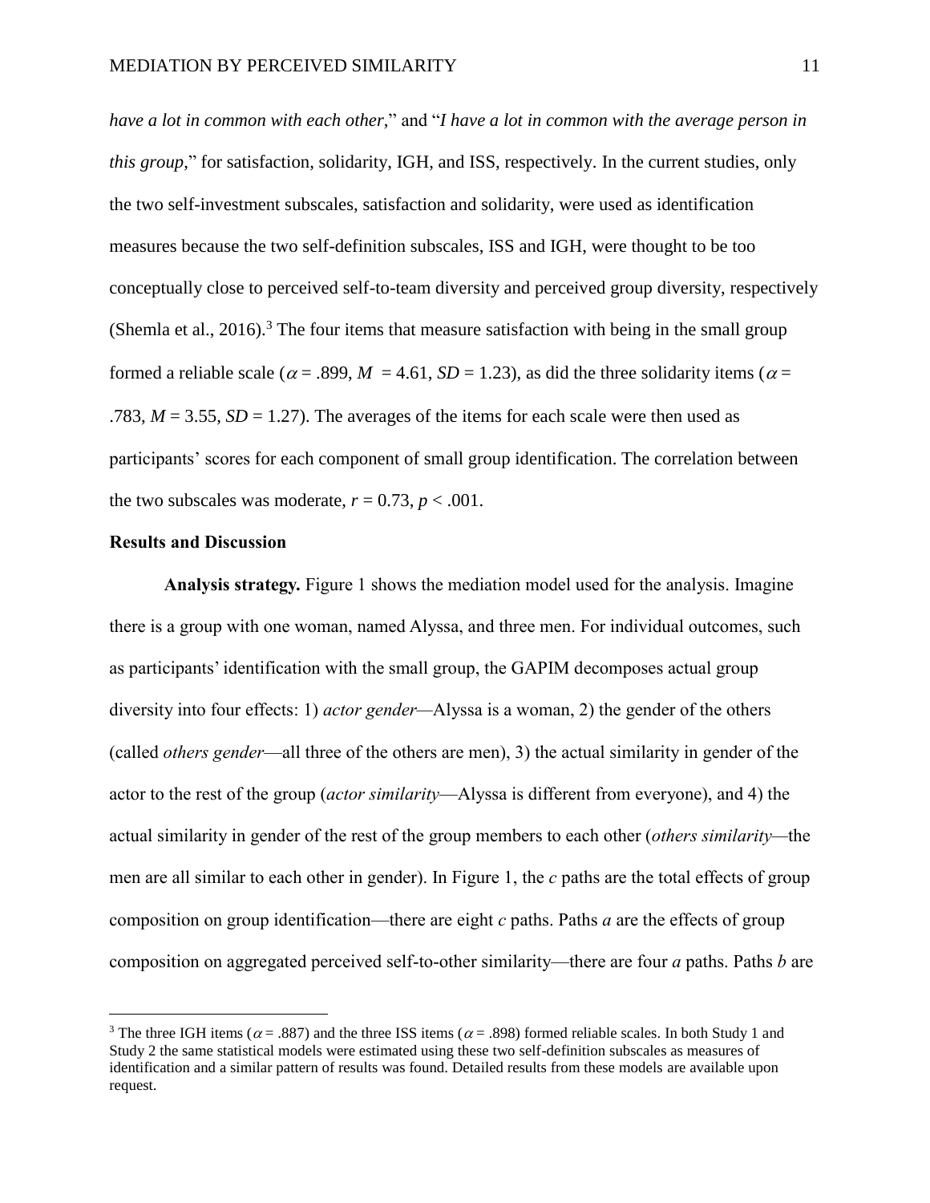*have a lot in common with each other*," and "*I have a lot in common with the average person in this group*," for satisfaction, solidarity, IGH, and ISS, respectively. In the current studies, only the two self-investment subscales, satisfaction and solidarity, were used as identification measures because the two self-definition subscales, ISS and IGH, were thought to be too conceptually close to perceived self-to-team diversity and perceived group diversity, respectively (Shemla et al., 2016).[3] The four items that measure satisfaction with being in the small group formed a reliable scale ($\alpha$ = .899, $M$ = 4.61, $SD$ = 1.23), as did the three solidarity items ($\alpha$ = .783, $M$ = 3.55, $SD$ = 1.27). The averages of the items for each scale were then used as participants' scores for each component of small group identification. The correlation between the two subscales was moderate, $r$ = 0.73, $p$ < .001.

## Results and Discussion

**Analysis strategy.** Figure 1 shows the mediation model used for the analysis. Imagine there is a group with one woman, named Alyssa, and three men. For individual outcomes, such as participants' identification with the small group, the GAPIM decomposes actual group diversity into four effects: 1) *actor gender*—Alyssa is a woman, 2) the gender of the others (called *others gender*—all three of the others are men), 3) the actual similarity in gender of the actor to the rest of the group (*actor similarity*—Alyssa is different from everyone), and 4) the actual similarity in gender of the rest of the group members to each other (*others similarity*—the men are all similar to each other in gender). In Figure 1, the *c* paths are the total effects of group composition on group identification—there are eight *c* paths. Paths *a* are the effects of group composition on aggregated perceived self-to-other similarity—there are four *a* paths. Paths *b* are

[3] The three IGH items ($\alpha$ = .887) and the three ISS items ($\alpha$ = .898) formed reliable scales. In both Study 1 and Study 2 the same statistical models were estimated using these two self-definition subscales as measures of identification and a similar pattern of results was found. Detailed results from these models are available upon request.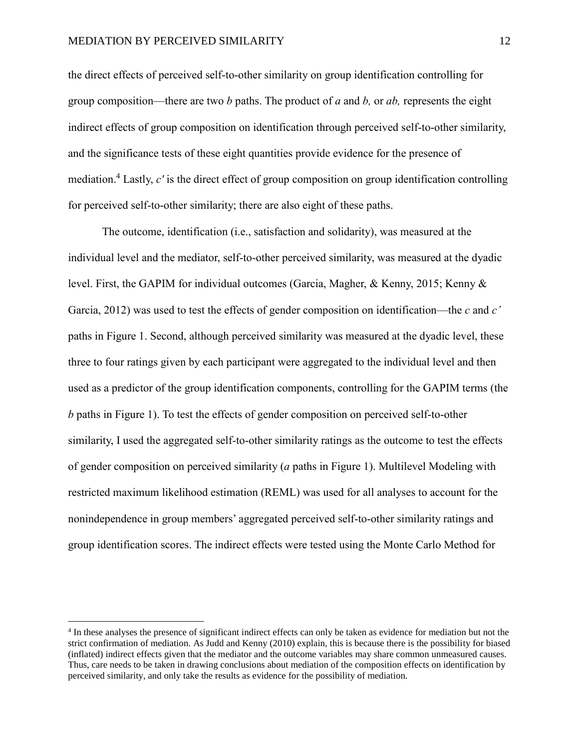the direct effects of perceived self-to-other similarity on group identification controlling for group composition—there are two *b* paths. The product of *a* and *b,* or *ab,* represents the eight indirect effects of group composition on identification through perceived self-to-other similarity, and the significance tests of these eight quantities provide evidence for the presence of mediation.[4] Lastly, *c′* is the direct effect of group composition on group identification controlling for perceived self-to-other similarity; there are also eight of these paths.

The outcome, identification (i.e., satisfaction and solidarity), was measured at the individual level and the mediator, self-to-other perceived similarity, was measured at the dyadic level. First, the GAPIM for individual outcomes (Garcia, Magher, & Kenny, 2015; Kenny & Garcia, 2012) was used to test the effects of gender composition on identification—the *c* and *c'* paths in Figure 1. Second, although perceived similarity was measured at the dyadic level, these three to four ratings given by each participant were aggregated to the individual level and then used as a predictor of the group identification components, controlling for the GAPIM terms (the *b* paths in Figure 1). To test the effects of gender composition on perceived self-to-other similarity, I used the aggregated self-to-other similarity ratings as the outcome to test the effects of gender composition on perceived similarity (*a* paths in Figure 1). Multilevel Modeling with restricted maximum likelihood estimation (REML) was used for all analyses to account for the nonindependence in group members' aggregated perceived self-to-other similarity ratings and group identification scores. The indirect effects were tested using the Monte Carlo Method for

[4] In these analyses the presence of significant indirect effects can only be taken as evidence for mediation but not the strict confirmation of mediation. As Judd and Kenny (2010) explain, this is because there is the possibility for biased (inflated) indirect effects given that the mediator and the outcome variables may share common unmeasured causes. Thus, care needs to be taken in drawing conclusions about mediation of the composition effects on identification by perceived similarity, and only take the results as evidence for the possibility of mediation.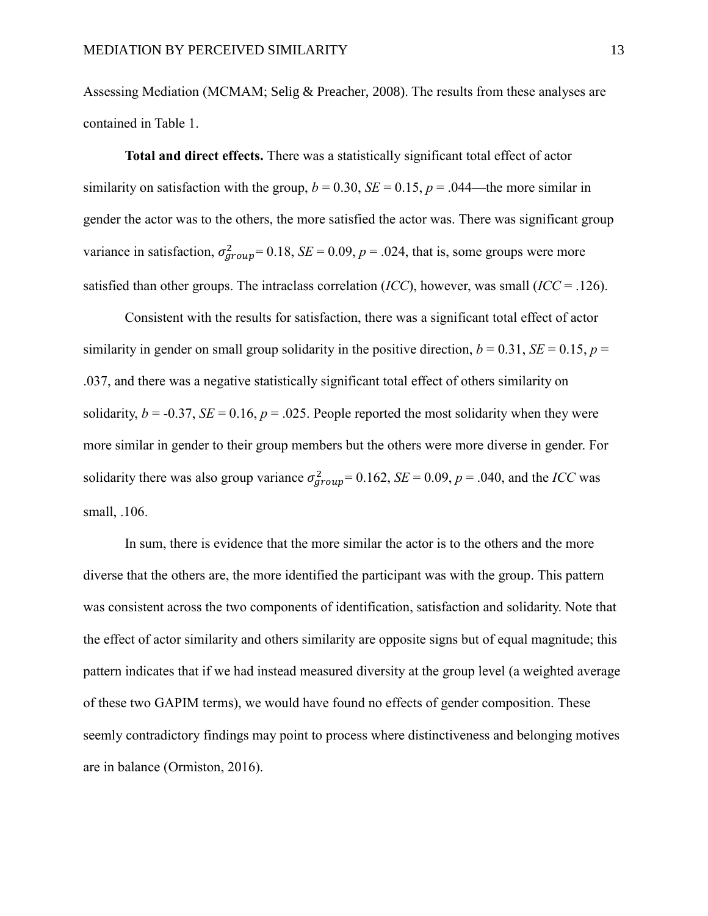Assessing Mediation (MCMAM; Selig & Preacher, 2008). The results from these analyses are contained in Table 1.

**Total and direct effects.** There was a statistically significant total effect of actor similarity on satisfaction with the group, $b$ = 0.30, $SE$ = 0.15, $p$ = .044—the more similar in gender the actor was to the others, the more satisfied the actor was. There was significant group variance in satisfaction, $\sigma^2_{group}$= 0.18, $SE$ = 0.09, $p$ = .024, that is, some groups were more satisfied than other groups. The intraclass correlation (*ICC*), however, was small (*ICC* = .126).

Consistent with the results for satisfaction, there was a significant total effect of actor similarity in gender on small group solidarity in the positive direction, $b$ = 0.31, $SE$ = 0.15, $p$ = .037, and there was a negative statistically significant total effect of others similarity on solidarity, $b$ = -0.37, $SE$ = 0.16, $p$ = .025. People reported the most solidarity when they were more similar in gender to their group members but the others were more diverse in gender. For solidarity there was also group variance $\sigma^2_{group}$= 0.162, $SE$ = 0.09, $p$ = .040, and the *ICC* was small, .106.

In sum, there is evidence that the more similar the actor is to the others and the more diverse that the others are, the more identified the participant was with the group. This pattern was consistent across the two components of identification, satisfaction and solidarity. Note that the effect of actor similarity and others similarity are opposite signs but of equal magnitude; this pattern indicates that if we had instead measured diversity at the group level (a weighted average of these two GAPIM terms), we would have found no effects of gender composition. These seemly contradictory findings may point to process where distinctiveness and belonging motives are in balance (Ormiston, 2016).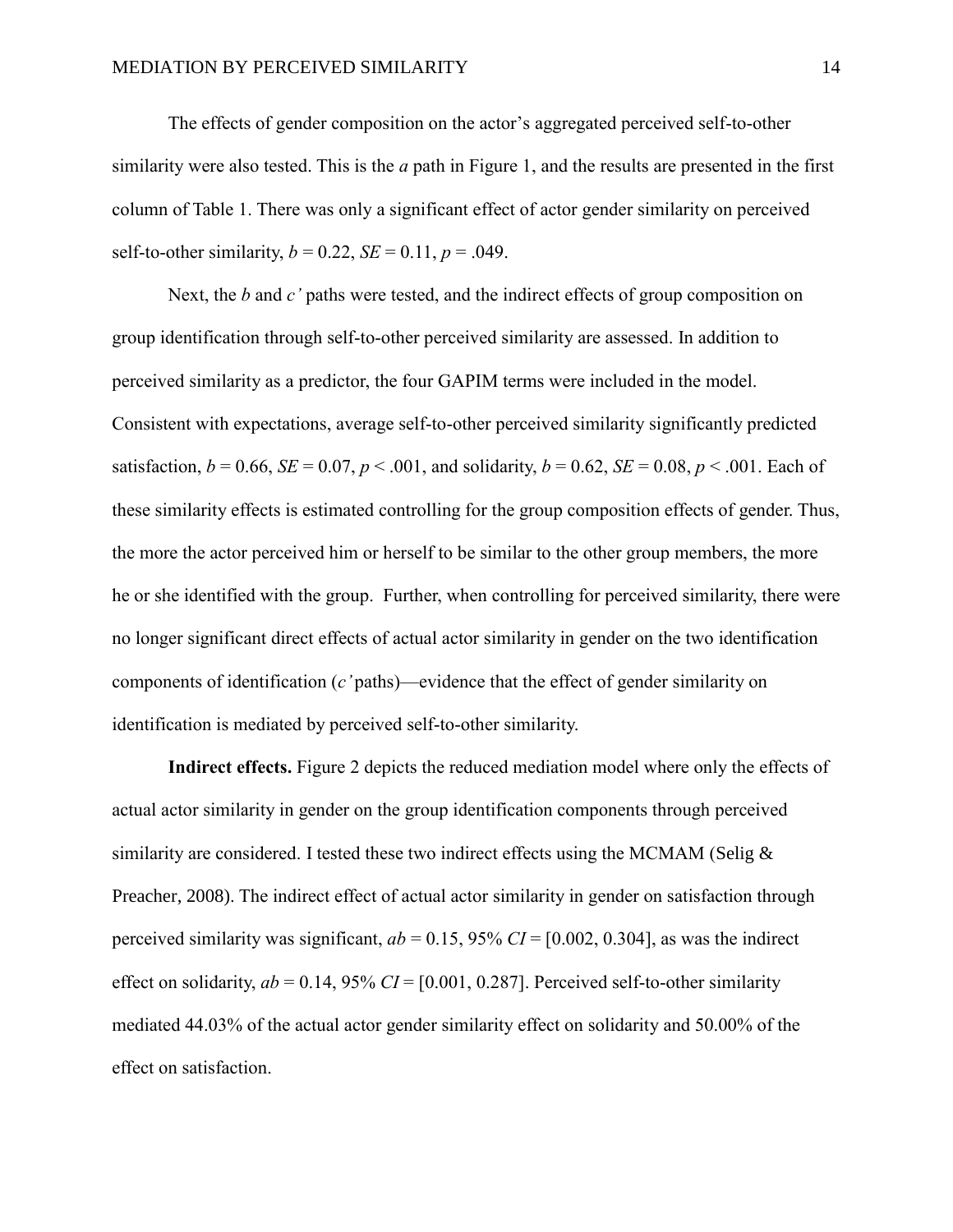The effects of gender composition on the actor's aggregated perceived self-to-other similarity were also tested. This is the *a* path in Figure 1, and the results are presented in the first column of Table 1. There was only a significant effect of actor gender similarity on perceived self-to-other similarity, $b = 0.22$, $SE = 0.11$, $p = .049$.

Next, the *b* and *c'* paths were tested, and the indirect effects of group composition on group identification through self-to-other perceived similarity are assessed. In addition to perceived similarity as a predictor, the four GAPIM terms were included in the model. Consistent with expectations, average self-to-other perceived similarity significantly predicted satisfaction, $b = 0.66$, $SE = 0.07$, $p < .001$, and solidarity, $b = 0.62$, $SE = 0.08$, $p < .001$. Each of these similarity effects is estimated controlling for the group composition effects of gender. Thus, the more the actor perceived him or herself to be similar to the other group members, the more he or she identified with the group. Further, when controlling for perceived similarity, there were no longer significant direct effects of actual actor similarity in gender on the two identification components of identification (*c'* paths)—evidence that the effect of gender similarity on identification is mediated by perceived self-to-other similarity.

**Indirect effects.** Figure 2 depicts the reduced mediation model where only the effects of actual actor similarity in gender on the group identification components through perceived similarity are considered. I tested these two indirect effects using the MCMAM (Selig & Preacher, 2008). The indirect effect of actual actor similarity in gender on satisfaction through perceived similarity was significant, $ab = 0.15$, 95% $CI = [0.002, 0.304]$, as was the indirect effect on solidarity, $ab = 0.14$, 95% $CI = [0.001, 0.287]$. Perceived self-to-other similarity mediated 44.03% of the actual actor gender similarity effect on solidarity and 50.00% of the effect on satisfaction.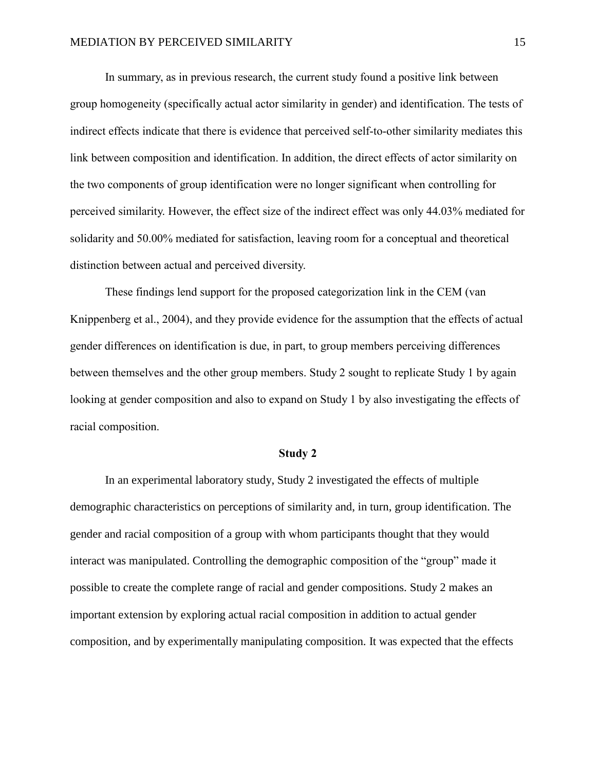In summary, as in previous research, the current study found a positive link between group homogeneity (specifically actual actor similarity in gender) and identification. The tests of indirect effects indicate that there is evidence that perceived self-to-other similarity mediates this link between composition and identification. In addition, the direct effects of actor similarity on the two components of group identification were no longer significant when controlling for perceived similarity. However, the effect size of the indirect effect was only 44.03% mediated for solidarity and 50.00% mediated for satisfaction, leaving room for a conceptual and theoretical distinction between actual and perceived diversity.

These findings lend support for the proposed categorization link in the CEM (van Knippenberg et al., 2004), and they provide evidence for the assumption that the effects of actual gender differences on identification is due, in part, to group members perceiving differences between themselves and the other group members. Study 2 sought to replicate Study 1 by again looking at gender composition and also to expand on Study 1 by also investigating the effects of racial composition.

## Study 2

In an experimental laboratory study, Study 2 investigated the effects of multiple demographic characteristics on perceptions of similarity and, in turn, group identification. The gender and racial composition of a group with whom participants thought that they would interact was manipulated. Controlling the demographic composition of the "group" made it possible to create the complete range of racial and gender compositions. Study 2 makes an important extension by exploring actual racial composition in addition to actual gender composition, and by experimentally manipulating composition. It was expected that the effects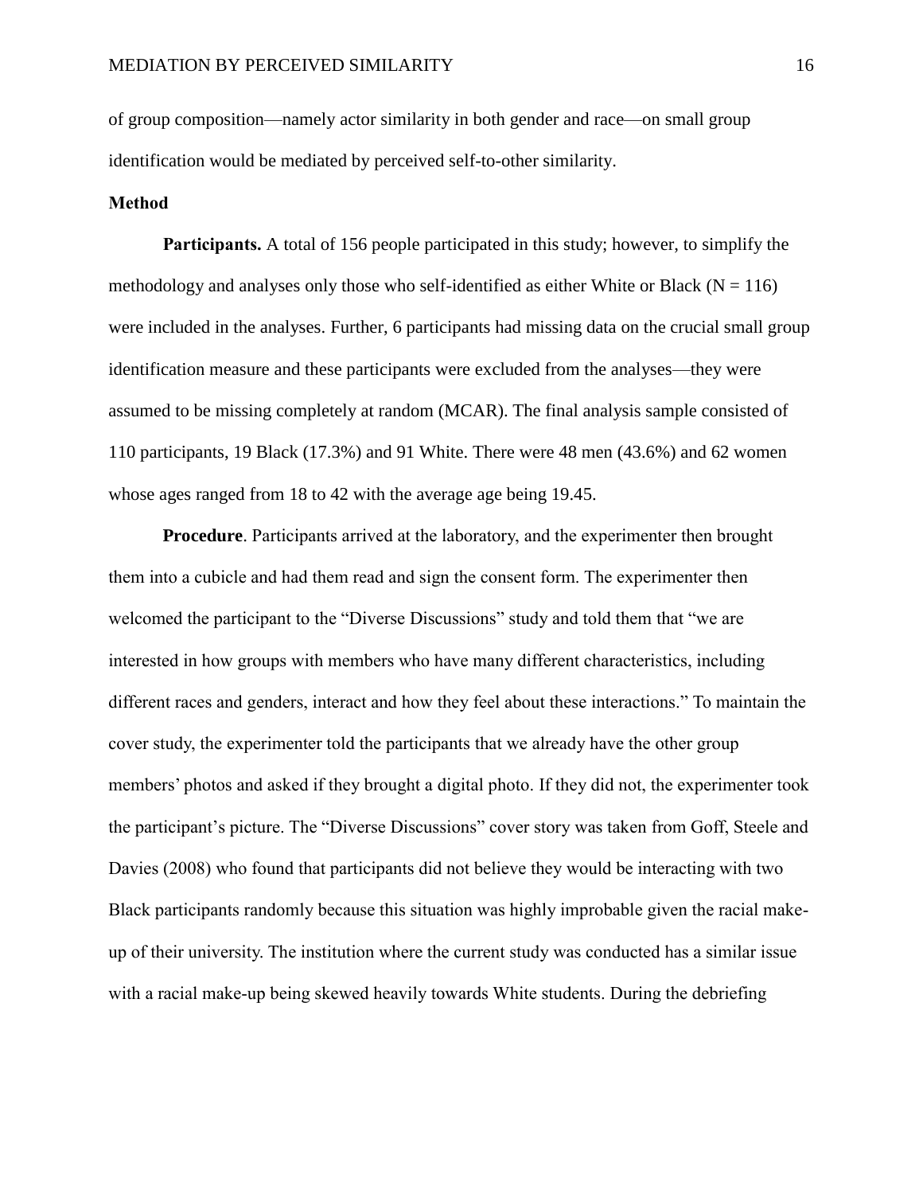of group composition—namely actor similarity in both gender and race—on small group identification would be mediated by perceived self-to-other similarity.

## Method

**Participants.** A total of 156 people participated in this study; however, to simplify the methodology and analyses only those who self-identified as either White or Black (N = 116) were included in the analyses. Further, 6 participants had missing data on the crucial small group identification measure and these participants were excluded from the analyses—they were assumed to be missing completely at random (MCAR). The final analysis sample consisted of 110 participants, 19 Black (17.3%) and 91 White. There were 48 men (43.6%) and 62 women whose ages ranged from 18 to 42 with the average age being 19.45.

**Procedure**. Participants arrived at the laboratory, and the experimenter then brought them into a cubicle and had them read and sign the consent form. The experimenter then welcomed the participant to the "Diverse Discussions" study and told them that "we are interested in how groups with members who have many different characteristics, including different races and genders, interact and how they feel about these interactions." To maintain the cover study, the experimenter told the participants that we already have the other group members' photos and asked if they brought a digital photo. If they did not, the experimenter took the participant's picture. The "Diverse Discussions" cover story was taken from Goff, Steele and Davies (2008) who found that participants did not believe they would be interacting with two Black participants randomly because this situation was highly improbable given the racial make-up of their university. The institution where the current study was conducted has a similar issue with a racial make-up being skewed heavily towards White students. During the debriefing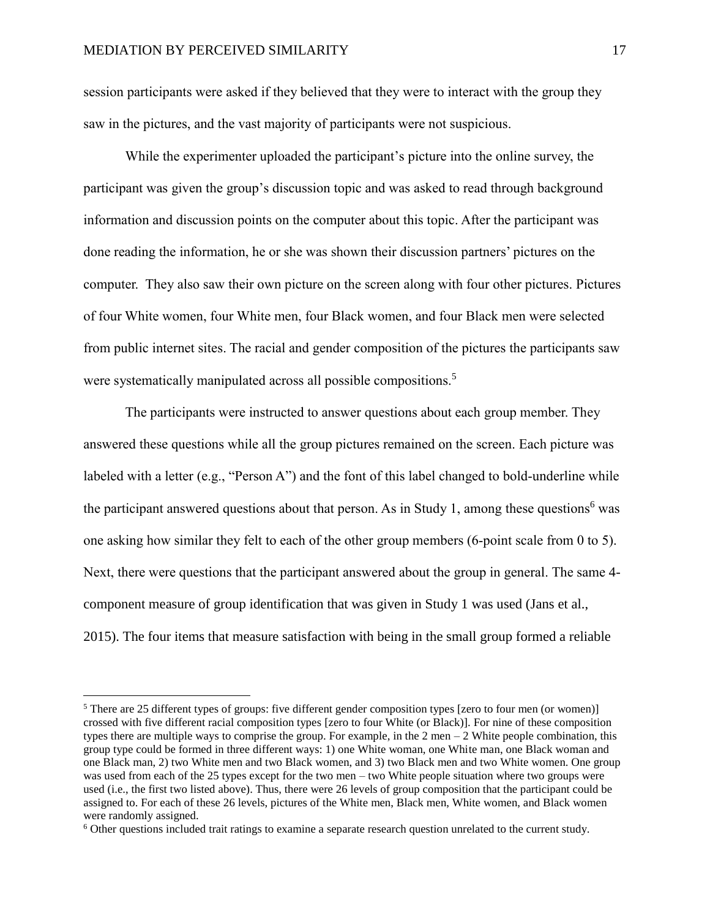session participants were asked if they believed that they were to interact with the group they saw in the pictures, and the vast majority of participants were not suspicious.

While the experimenter uploaded the participant's picture into the online survey, the participant was given the group's discussion topic and was asked to read through background information and discussion points on the computer about this topic. After the participant was done reading the information, he or she was shown their discussion partners' pictures on the computer. They also saw their own picture on the screen along with four other pictures. Pictures of four White women, four White men, four Black women, and four Black men were selected from public internet sites. The racial and gender composition of the pictures the participants saw were systematically manipulated across all possible compositions.[5]

The participants were instructed to answer questions about each group member. They answered these questions while all the group pictures remained on the screen. Each picture was labeled with a letter (e.g., "Person A") and the font of this label changed to bold-underline while the participant answered questions about that person. As in Study 1, among these questions[6] was one asking how similar they felt to each of the other group members (6-point scale from 0 to 5). Next, there were questions that the participant answered about the group in general. The same 4-component measure of group identification that was given in Study 1 was used (Jans et al., 2015). The four items that measure satisfaction with being in the small group formed a reliable

---

[5] There are 25 different types of groups: five different gender composition types [zero to four men (or women)] crossed with five different racial composition types [zero to four White (or Black)]. For nine of these composition types there are multiple ways to comprise the group. For example, in the 2 men – 2 White people combination, this group type could be formed in three different ways: 1) one White woman, one White man, one Black woman and one Black man, 2) two White men and two Black women, and 3) two Black men and two White women. One group was used from each of the 25 types except for the two men – two White people situation where two groups were used (i.e., the first two listed above). Thus, there were 26 levels of group composition that the participant could be assigned to. For each of these 26 levels, pictures of the White men, Black men, White women, and Black women were randomly assigned.

[6] Other questions included trait ratings to examine a separate research question unrelated to the current study.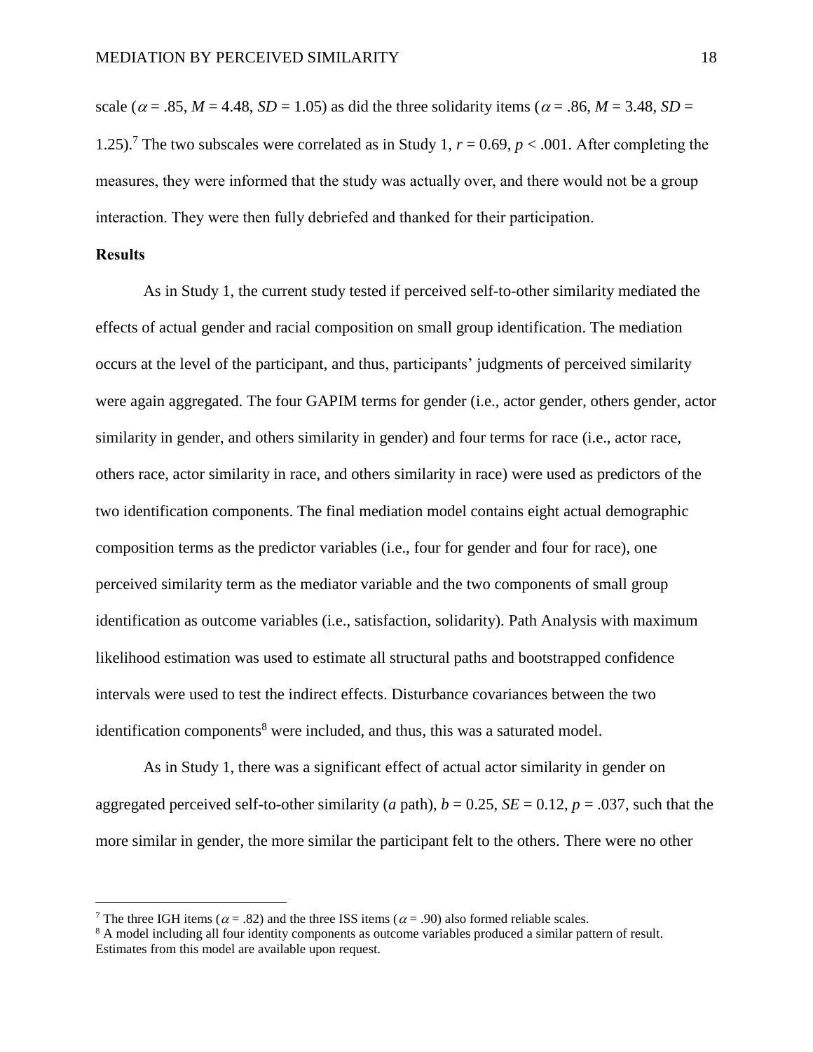scale ($\alpha$ = .85, *M* = 4.48, *SD* = 1.05) as did the three solidarity items ($\alpha$ = .86, *M* = 3.48, *SD* = 1.25).[7] The two subscales were correlated as in Study 1, *r* = 0.69, *p* < .001. After completing the measures, they were informed that the study was actually over, and there would not be a group interaction. They were then fully debriefed and thanked for their participation.

**Results**

As in Study 1, the current study tested if perceived self-to-other similarity mediated the effects of actual gender and racial composition on small group identification. The mediation occurs at the level of the participant, and thus, participants' judgments of perceived similarity were again aggregated. The four GAPIM terms for gender (i.e., actor gender, others gender, actor similarity in gender, and others similarity in gender) and four terms for race (i.e., actor race, others race, actor similarity in race, and others similarity in race) were used as predictors of the two identification components. The final mediation model contains eight actual demographic composition terms as the predictor variables (i.e., four for gender and four for race), one perceived similarity term as the mediator variable and the two components of small group identification as outcome variables (i.e., satisfaction, solidarity). Path Analysis with maximum likelihood estimation was used to estimate all structural paths and bootstrapped confidence intervals were used to test the indirect effects. Disturbance covariances between the two identification components[8] were included, and thus, this was a saturated model.

As in Study 1, there was a significant effect of actual actor similarity in gender on aggregated perceived self-to-other similarity (*a* path), *b* = 0.25, *SE* = 0.12, *p* = .037, such that the more similar in gender, the more similar the participant felt to the others. There were no other

[7] The three IGH items ($\alpha$ = .82) and the three ISS items ($\alpha$ = .90) also formed reliable scales.

[8] A model including all four identity components as outcome variables produced a similar pattern of result. Estimates from this model are available upon request.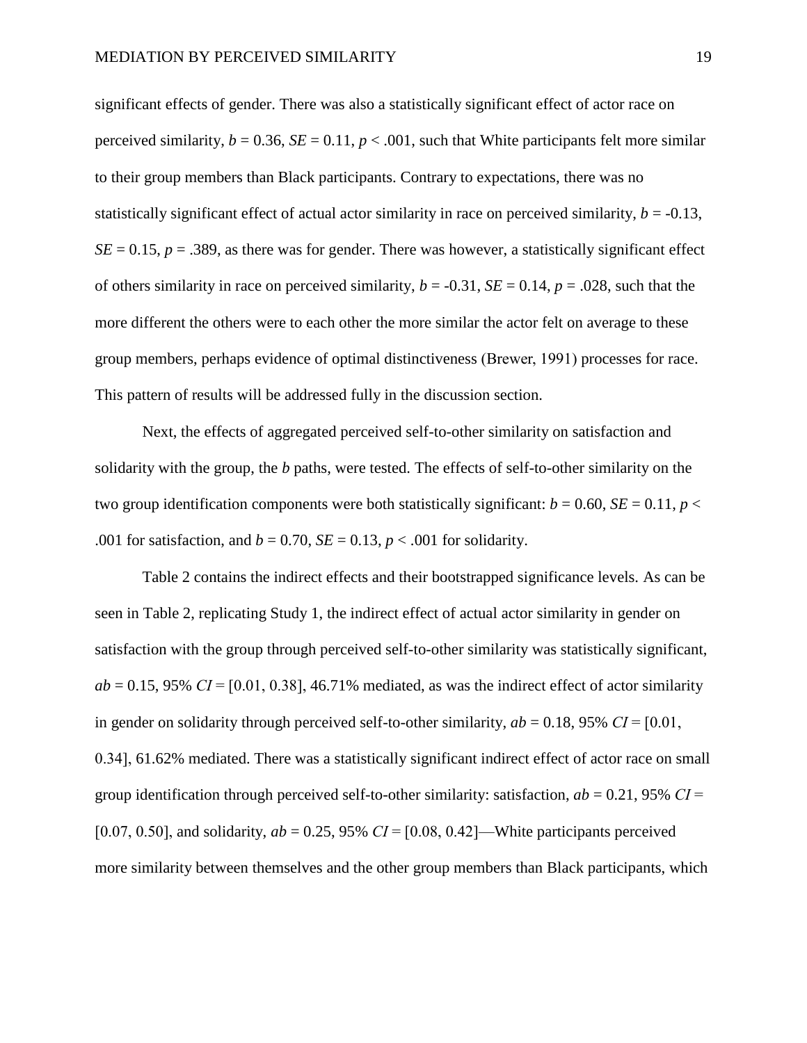significant effects of gender. There was also a statistically significant effect of actor race on perceived similarity, $b = 0.36$, $SE = 0.11$, $p < .001$, such that White participants felt more similar to their group members than Black participants. Contrary to expectations, there was no statistically significant effect of actual actor similarity in race on perceived similarity, $b = -0.13$, $SE = 0.15$, $p = .389$, as there was for gender. There was however, a statistically significant effect of others similarity in race on perceived similarity, $b = -0.31$, $SE = 0.14$, $p = .028$, such that the more different the others were to each other the more similar the actor felt on average to these group members, perhaps evidence of optimal distinctiveness (Brewer, 1991) processes for race. This pattern of results will be addressed fully in the discussion section.

Next, the effects of aggregated perceived self-to-other similarity on satisfaction and solidarity with the group, the *b* paths, were tested. The effects of self-to-other similarity on the two group identification components were both statistically significant: $b = 0.60$, $SE = 0.11$, $p < .001$ for satisfaction, and $b = 0.70$, $SE = 0.13$, $p < .001$ for solidarity.

Table 2 contains the indirect effects and their bootstrapped significance levels. As can be seen in Table 2, replicating Study 1, the indirect effect of actual actor similarity in gender on satisfaction with the group through perceived self-to-other similarity was statistically significant, $ab = 0.15$, 95% $CI = [0.01, 0.38]$, 46.71% mediated, as was the indirect effect of actor similarity in gender on solidarity through perceived self-to-other similarity, $ab = 0.18$, 95% $CI = [0.01, 0.34]$, 61.62% mediated. There was a statistically significant indirect effect of actor race on small group identification through perceived self-to-other similarity: satisfaction, $ab = 0.21$, 95% $CI = [0.07, 0.50]$, and solidarity, $ab = 0.25$, 95% $CI = [0.08, 0.42]$—White participants perceived more similarity between themselves and the other group members than Black participants, which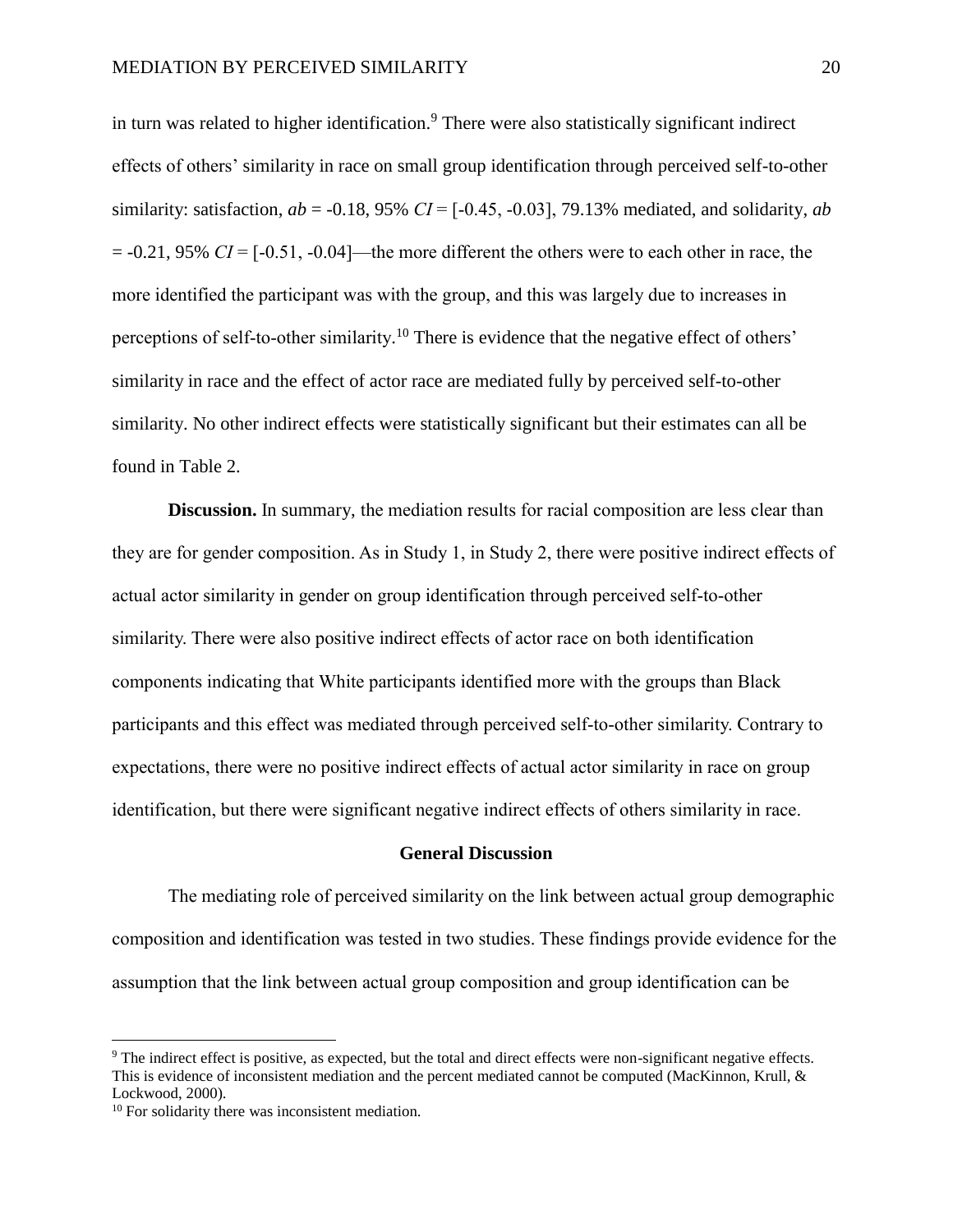in turn was related to higher identification.[9] There were also statistically significant indirect effects of others' similarity in race on small group identification through perceived self-to-other similarity: satisfaction, *ab* = -0.18, 95% *CI* = [-0.45, -0.03], 79.13% mediated, and solidarity, *ab* = -0.21, 95% *CI* = [-0.51, -0.04]—the more different the others were to each other in race, the more identified the participant was with the group, and this was largely due to increases in perceptions of self-to-other similarity.[10] There is evidence that the negative effect of others' similarity in race and the effect of actor race are mediated fully by perceived self-to-other similarity. No other indirect effects were statistically significant but their estimates can all be found in Table 2.

**Discussion.** In summary, the mediation results for racial composition are less clear than they are for gender composition. As in Study 1, in Study 2, there were positive indirect effects of actual actor similarity in gender on group identification through perceived self-to-other similarity. There were also positive indirect effects of actor race on both identification components indicating that White participants identified more with the groups than Black participants and this effect was mediated through perceived self-to-other similarity. Contrary to expectations, there were no positive indirect effects of actual actor similarity in race on group identification, but there were significant negative indirect effects of others similarity in race.

## General Discussion

The mediating role of perceived similarity on the link between actual group demographic composition and identification was tested in two studies. These findings provide evidence for the assumption that the link between actual group composition and group identification can be

---

[9] The indirect effect is positive, as expected, but the total and direct effects were non-significant negative effects. This is evidence of inconsistent mediation and the percent mediated cannot be computed (MacKinnon, Krull, & Lockwood, 2000).

[10] For solidarity there was inconsistent mediation.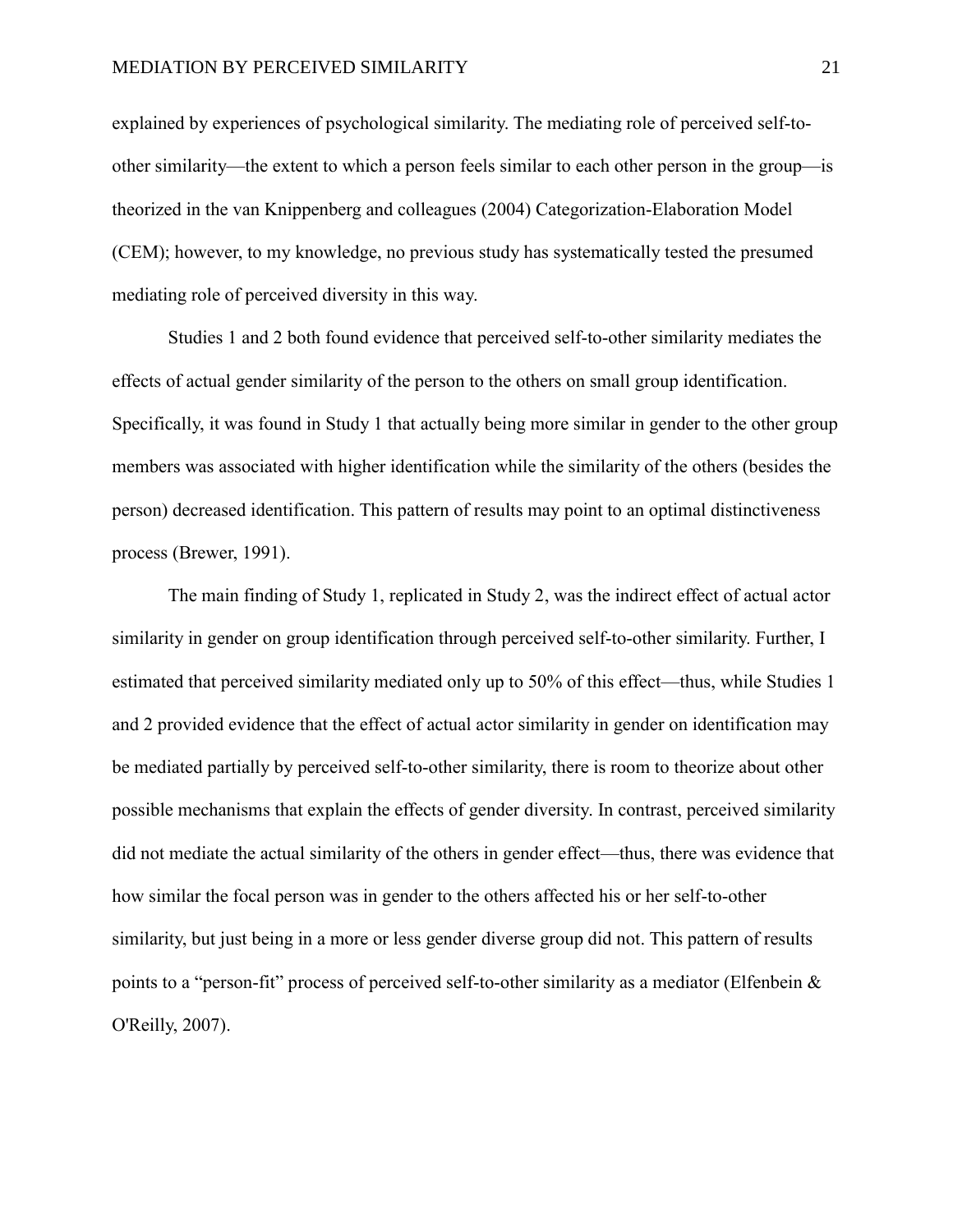explained by experiences of psychological similarity. The mediating role of perceived self-to-other similarity—the extent to which a person feels similar to each other person in the group—is theorized in the van Knippenberg and colleagues (2004) Categorization-Elaboration Model (CEM); however, to my knowledge, no previous study has systematically tested the presumed mediating role of perceived diversity in this way.

Studies 1 and 2 both found evidence that perceived self-to-other similarity mediates the effects of actual gender similarity of the person to the others on small group identification. Specifically, it was found in Study 1 that actually being more similar in gender to the other group members was associated with higher identification while the similarity of the others (besides the person) decreased identification. This pattern of results may point to an optimal distinctiveness process (Brewer, 1991).

The main finding of Study 1, replicated in Study 2, was the indirect effect of actual actor similarity in gender on group identification through perceived self-to-other similarity. Further, I estimated that perceived similarity mediated only up to 50% of this effect—thus, while Studies 1 and 2 provided evidence that the effect of actual actor similarity in gender on identification may be mediated partially by perceived self-to-other similarity, there is room to theorize about other possible mechanisms that explain the effects of gender diversity. In contrast, perceived similarity did not mediate the actual similarity of the others in gender effect—thus, there was evidence that how similar the focal person was in gender to the others affected his or her self-to-other similarity, but just being in a more or less gender diverse group did not. This pattern of results points to a "person-fit" process of perceived self-to-other similarity as a mediator (Elfenbein & O'Reilly, 2007).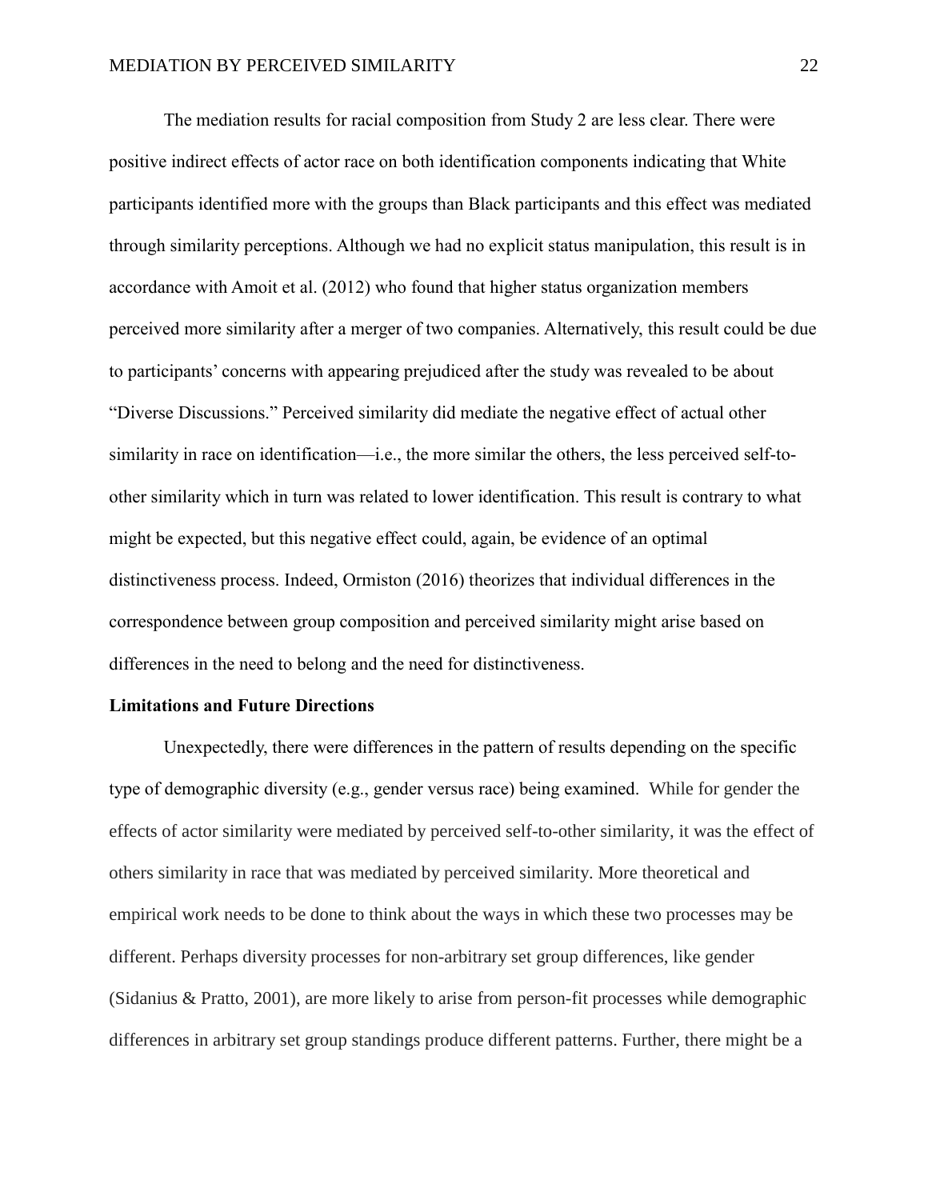The mediation results for racial composition from Study 2 are less clear. There were positive indirect effects of actor race on both identification components indicating that White participants identified more with the groups than Black participants and this effect was mediated through similarity perceptions. Although we had no explicit status manipulation, this result is in accordance with Amoit et al. (2012) who found that higher status organization members perceived more similarity after a merger of two companies. Alternatively, this result could be due to participants' concerns with appearing prejudiced after the study was revealed to be about "Diverse Discussions." Perceived similarity did mediate the negative effect of actual other similarity in race on identification—i.e., the more similar the others, the less perceived self-to-other similarity which in turn was related to lower identification. This result is contrary to what might be expected, but this negative effect could, again, be evidence of an optimal distinctiveness process. Indeed, Ormiston (2016) theorizes that individual differences in the correspondence between group composition and perceived similarity might arise based on differences in the need to belong and the need for distinctiveness.

## Limitations and Future Directions

Unexpectedly, there were differences in the pattern of results depending on the specific type of demographic diversity (e.g., gender versus race) being examined. While for gender the effects of actor similarity were mediated by perceived self-to-other similarity, it was the effect of others similarity in race that was mediated by perceived similarity. More theoretical and empirical work needs to be done to think about the ways in which these two processes may be different. Perhaps diversity processes for non-arbitrary set group differences, like gender (Sidanius & Pratto, 2001), are more likely to arise from person-fit processes while demographic differences in arbitrary set group standings produce different patterns. Further, there might be a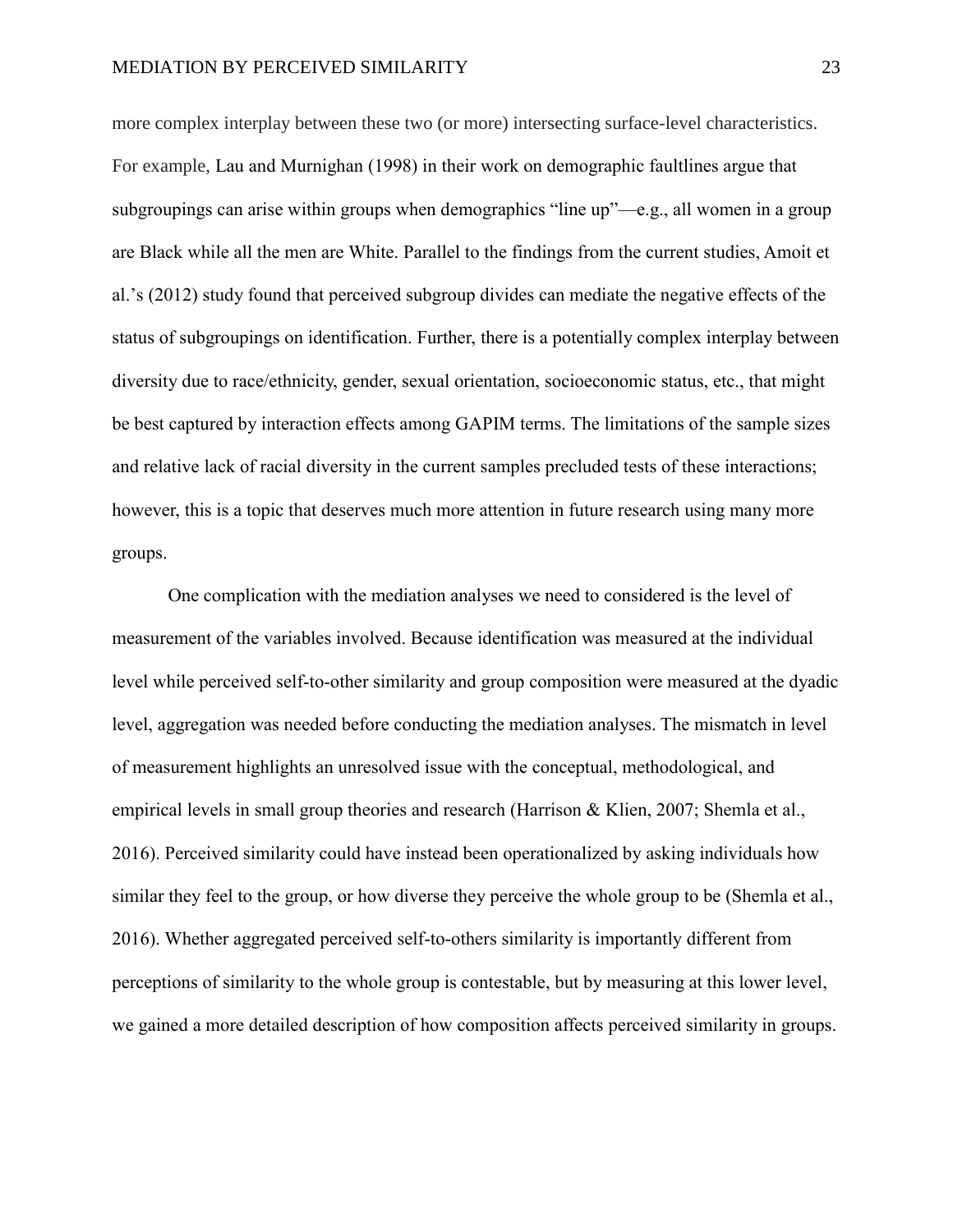more complex interplay between these two (or more) intersecting surface-level characteristics. For example, Lau and Murnighan (1998) in their work on demographic faultlines argue that subgroupings can arise within groups when demographics "line up"—e.g., all women in a group are Black while all the men are White. Parallel to the findings from the current studies, Amoit et al.'s (2012) study found that perceived subgroup divides can mediate the negative effects of the status of subgroupings on identification. Further, there is a potentially complex interplay between diversity due to race/ethnicity, gender, sexual orientation, socioeconomic status, etc., that might be best captured by interaction effects among GAPIM terms. The limitations of the sample sizes and relative lack of racial diversity in the current samples precluded tests of these interactions; however, this is a topic that deserves much more attention in future research using many more groups.

One complication with the mediation analyses we need to considered is the level of measurement of the variables involved. Because identification was measured at the individual level while perceived self-to-other similarity and group composition were measured at the dyadic level, aggregation was needed before conducting the mediation analyses. The mismatch in level of measurement highlights an unresolved issue with the conceptual, methodological, and empirical levels in small group theories and research (Harrison & Klien, 2007; Shemla et al., 2016). Perceived similarity could have instead been operationalized by asking individuals how similar they feel to the group, or how diverse they perceive the whole group to be (Shemla et al., 2016). Whether aggregated perceived self-to-others similarity is importantly different from perceptions of similarity to the whole group is contestable, but by measuring at this lower level, we gained a more detailed description of how composition affects perceived similarity in groups.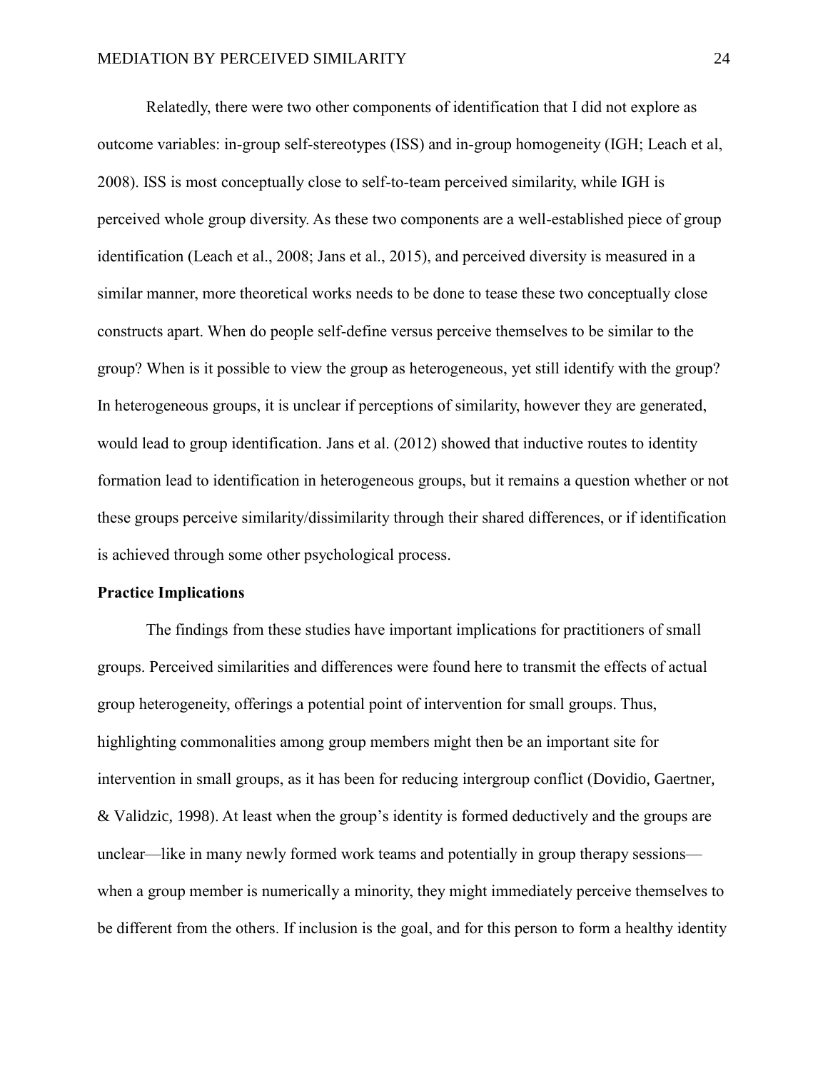Relatedly, there were two other components of identification that I did not explore as outcome variables: in-group self-stereotypes (ISS) and in-group homogeneity (IGH; Leach et al, 2008). ISS is most conceptually close to self-to-team perceived similarity, while IGH is perceived whole group diversity. As these two components are a well-established piece of group identification (Leach et al., 2008; Jans et al., 2015), and perceived diversity is measured in a similar manner, more theoretical works needs to be done to tease these two conceptually close constructs apart. When do people self-define versus perceive themselves to be similar to the group? When is it possible to view the group as heterogeneous, yet still identify with the group? In heterogeneous groups, it is unclear if perceptions of similarity, however they are generated, would lead to group identification. Jans et al. (2012) showed that inductive routes to identity formation lead to identification in heterogeneous groups, but it remains a question whether or not these groups perceive similarity/dissimilarity through their shared differences, or if identification is achieved through some other psychological process.

**Practice Implications**

The findings from these studies have important implications for practitioners of small groups. Perceived similarities and differences were found here to transmit the effects of actual group heterogeneity, offerings a potential point of intervention for small groups. Thus, highlighting commonalities among group members might then be an important site for intervention in small groups, as it has been for reducing intergroup conflict (Dovidio, Gaertner, & Validzic, 1998). At least when the group's identity is formed deductively and the groups are unclear—like in many newly formed work teams and potentially in group therapy sessions—when a group member is numerically a minority, they might immediately perceive themselves to be different from the others. If inclusion is the goal, and for this person to form a healthy identity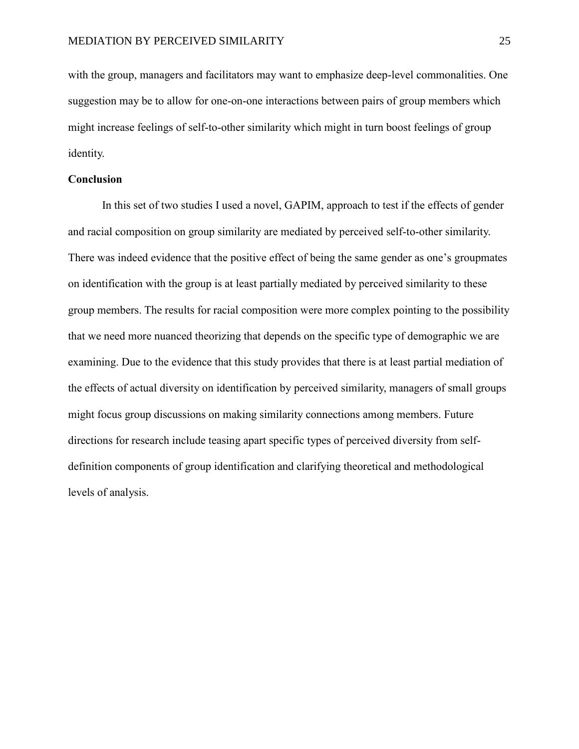with the group, managers and facilitators may want to emphasize deep-level commonalities. One suggestion may be to allow for one-on-one interactions between pairs of group members which might increase feelings of self-to-other similarity which might in turn boost feelings of group identity.

## Conclusion

In this set of two studies I used a novel, GAPIM, approach to test if the effects of gender and racial composition on group similarity are mediated by perceived self-to-other similarity. There was indeed evidence that the positive effect of being the same gender as one's groupmates on identification with the group is at least partially mediated by perceived similarity to these group members. The results for racial composition were more complex pointing to the possibility that we need more nuanced theorizing that depends on the specific type of demographic we are examining. Due to the evidence that this study provides that there is at least partial mediation of the effects of actual diversity on identification by perceived similarity, managers of small groups might focus group discussions on making similarity connections among members. Future directions for research include teasing apart specific types of perceived diversity from self-definition components of group identification and clarifying theoretical and methodological levels of analysis.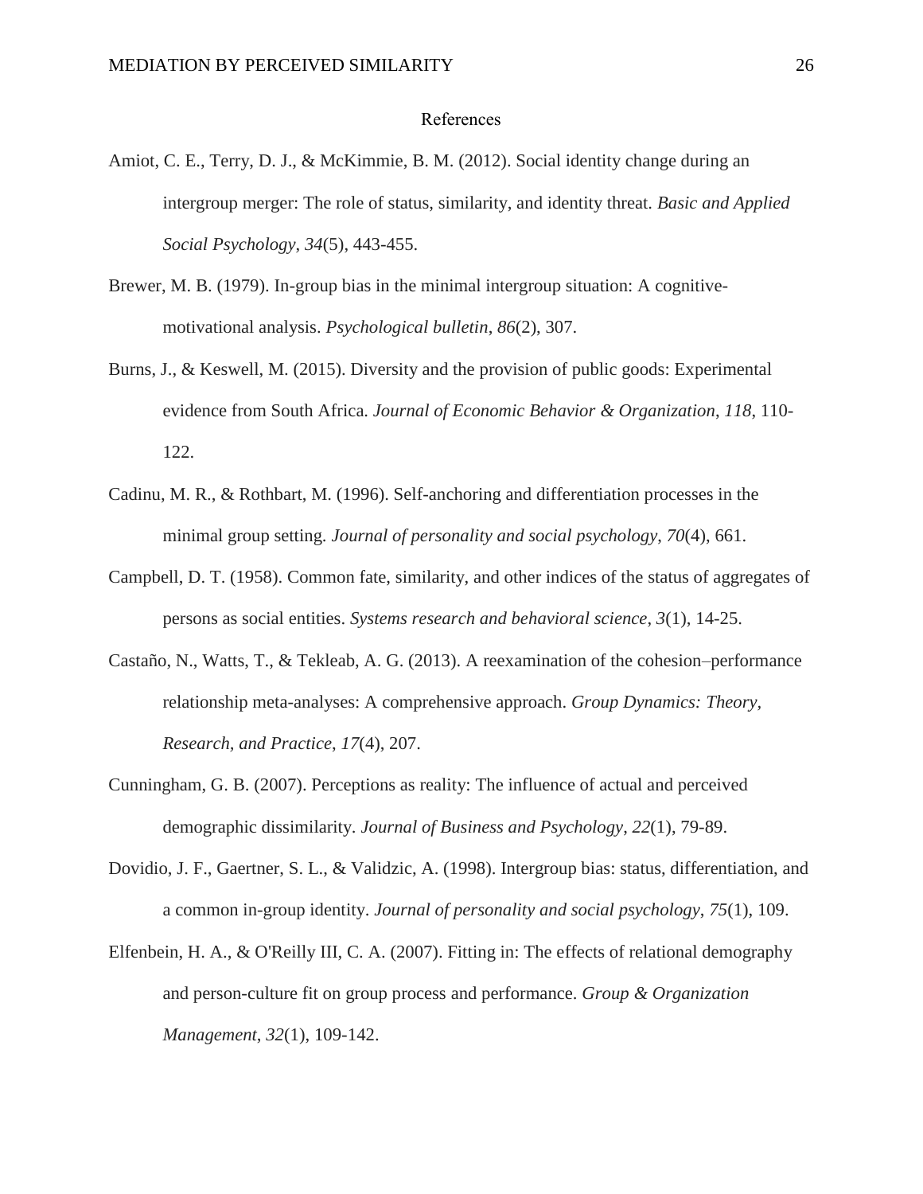# References

Amiot, C. E., Terry, D. J., & McKimmie, B. M. (2012). Social identity change during an intergroup merger: The role of status, similarity, and identity threat. *Basic and Applied Social Psychology*, *34*(5), 443-455.

Brewer, M. B. (1979). In-group bias in the minimal intergroup situation: A cognitive-motivational analysis. *Psychological bulletin*, *86*(2), 307.

Burns, J., & Keswell, M. (2015). Diversity and the provision of public goods: Experimental evidence from South Africa. *Journal of Economic Behavior & Organization*, *118*, 110-122.

Cadinu, M. R., & Rothbart, M. (1996). Self-anchoring and differentiation processes in the minimal group setting. *Journal of personality and social psychology*, *70*(4), 661.

Campbell, D. T. (1958). Common fate, similarity, and other indices of the status of aggregates of persons as social entities. *Systems research and behavioral science*, *3*(1), 14-25.

Castaño, N., Watts, T., & Tekleab, A. G. (2013). A reexamination of the cohesion–performance relationship meta-analyses: A comprehensive approach. *Group Dynamics: Theory, Research, and Practice*, *17*(4), 207.

Cunningham, G. B. (2007). Perceptions as reality: The influence of actual and perceived demographic dissimilarity. *Journal of Business and Psychology*, *22*(1), 79-89.

Dovidio, J. F., Gaertner, S. L., & Validzic, A. (1998). Intergroup bias: status, differentiation, and a common in-group identity. *Journal of personality and social psychology*, *75*(1), 109.

Elfenbein, H. A., & O'Reilly III, C. A. (2007). Fitting in: The effects of relational demography and person-culture fit on group process and performance. *Group & Organization Management*, *32*(1), 109-142.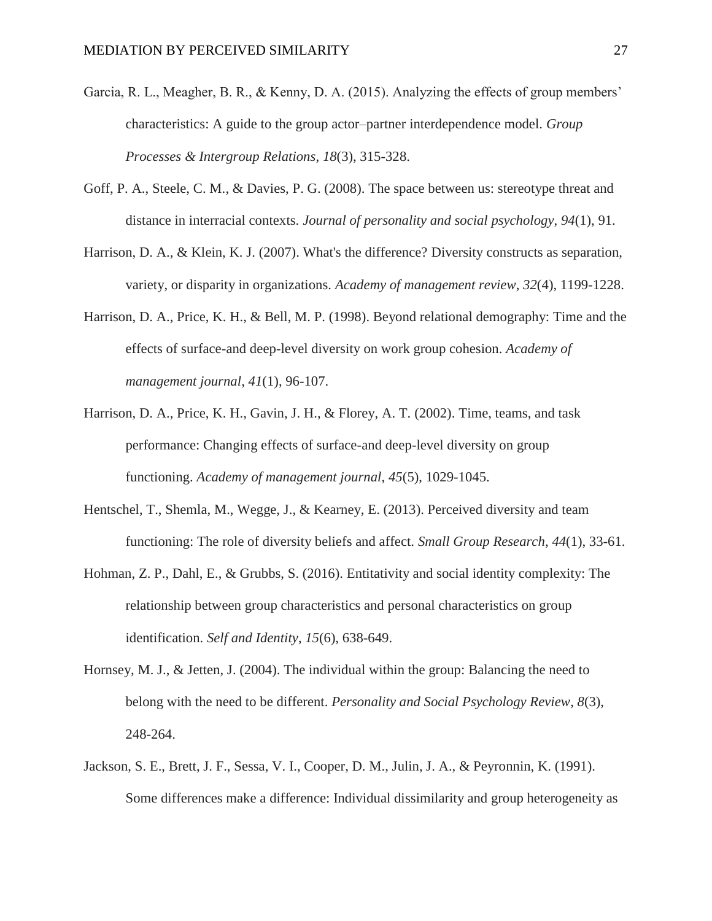Garcia, R. L., Meagher, B. R., & Kenny, D. A. (2015). Analyzing the effects of group members' characteristics: A guide to the group actor–partner interdependence model. *Group Processes & Intergroup Relations*, *18*(3), 315-328.

Goff, P. A., Steele, C. M., & Davies, P. G. (2008). The space between us: stereotype threat and distance in interracial contexts. *Journal of personality and social psychology*, *94*(1), 91.

Harrison, D. A., & Klein, K. J. (2007). What's the difference? Diversity constructs as separation, variety, or disparity in organizations. *Academy of management review*, *32*(4), 1199-1228.

Harrison, D. A., Price, K. H., & Bell, M. P. (1998). Beyond relational demography: Time and the effects of surface-and deep-level diversity on work group cohesion. *Academy of management journal*, *41*(1), 96-107.

Harrison, D. A., Price, K. H., Gavin, J. H., & Florey, A. T. (2002). Time, teams, and task performance: Changing effects of surface-and deep-level diversity on group functioning. *Academy of management journal*, *45*(5), 1029-1045.

Hentschel, T., Shemla, M., Wegge, J., & Kearney, E. (2013). Perceived diversity and team functioning: The role of diversity beliefs and affect. *Small Group Research*, *44*(1), 33-61.

Hohman, Z. P., Dahl, E., & Grubbs, S. (2016). Entitativity and social identity complexity: The relationship between group characteristics and personal characteristics on group identification. *Self and Identity*, *15*(6), 638-649.

Hornsey, M. J., & Jetten, J. (2004). The individual within the group: Balancing the need to belong with the need to be different. *Personality and Social Psychology Review*, *8*(3), 248-264.

Jackson, S. E., Brett, J. F., Sessa, V. I., Cooper, D. M., Julin, J. A., & Peyronnin, K. (1991). Some differences make a difference: Individual dissimilarity and group heterogeneity as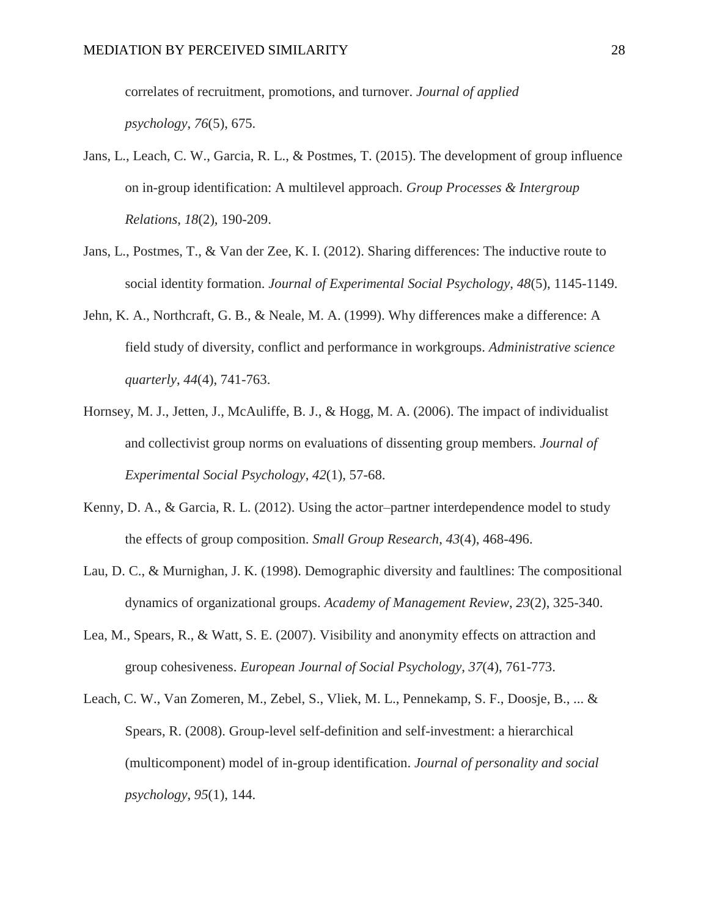correlates of recruitment, promotions, and turnover. *Journal of applied psychology*, *76*(5), 675.

Jans, L., Leach, C. W., Garcia, R. L., & Postmes, T. (2015). The development of group influence on in-group identification: A multilevel approach. *Group Processes & Intergroup Relations*, *18*(2), 190-209.

Jans, L., Postmes, T., & Van der Zee, K. I. (2012). Sharing differences: The inductive route to social identity formation. *Journal of Experimental Social Psychology*, *48*(5), 1145-1149.

Jehn, K. A., Northcraft, G. B., & Neale, M. A. (1999). Why differences make a difference: A field study of diversity, conflict and performance in workgroups. *Administrative science quarterly*, *44*(4), 741-763.

Hornsey, M. J., Jetten, J., McAuliffe, B. J., & Hogg, M. A. (2006). The impact of individualist and collectivist group norms on evaluations of dissenting group members. *Journal of Experimental Social Psychology*, *42*(1), 57-68.

Kenny, D. A., & Garcia, R. L. (2012). Using the actor–partner interdependence model to study the effects of group composition. *Small Group Research*, *43*(4), 468-496.

Lau, D. C., & Murnighan, J. K. (1998). Demographic diversity and faultlines: The compositional dynamics of organizational groups. *Academy of Management Review*, *23*(2), 325-340.

Lea, M., Spears, R., & Watt, S. E. (2007). Visibility and anonymity effects on attraction and group cohesiveness. *European Journal of Social Psychology*, *37*(4), 761-773.

Leach, C. W., Van Zomeren, M., Zebel, S., Vliek, M. L., Pennekamp, S. F., Doosje, B., ... & Spears, R. (2008). Group-level self-definition and self-investment: a hierarchical (multicomponent) model of in-group identification. *Journal of personality and social psychology*, *95*(1), 144.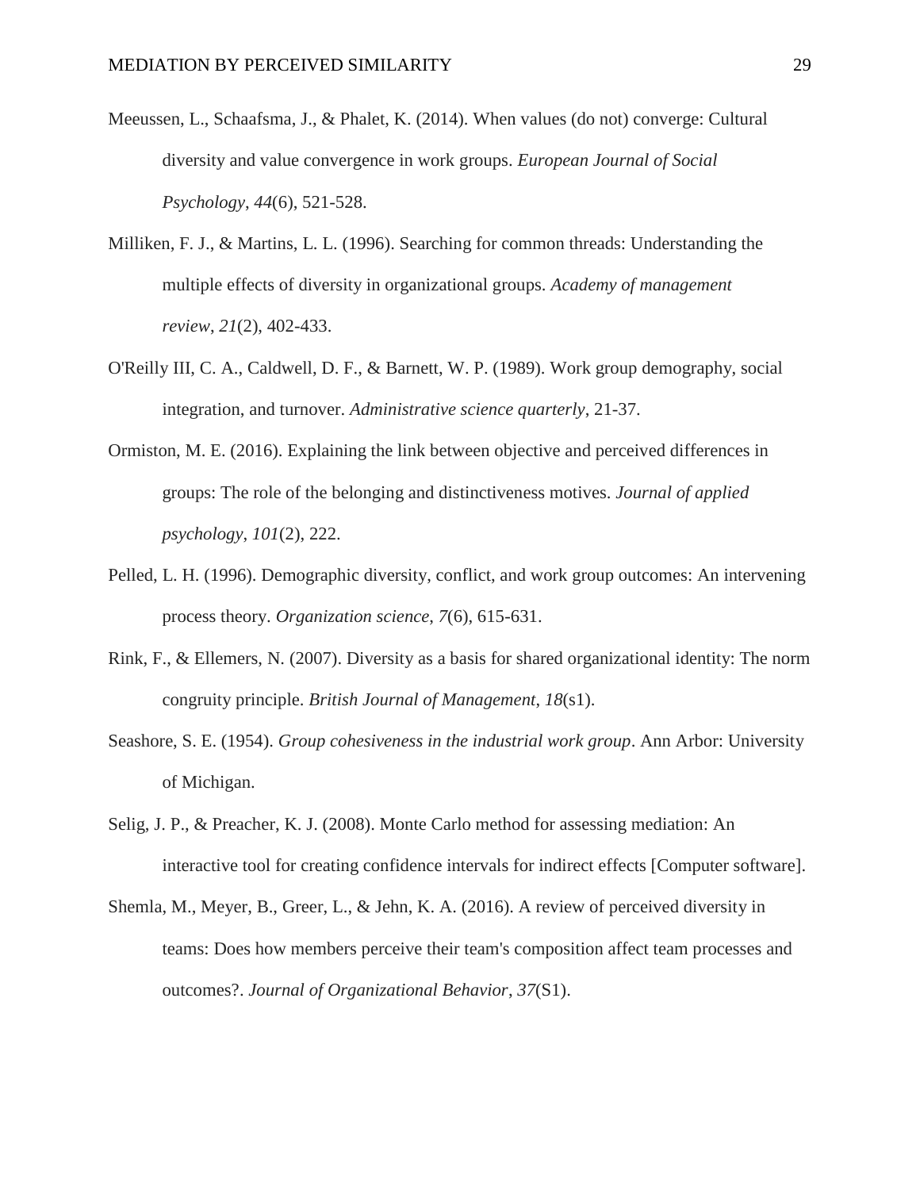Meeussen, L., Schaafsma, J., & Phalet, K. (2014). When values (do not) converge: Cultural diversity and value convergence in work groups. *European Journal of Social Psychology*, *44*(6), 521-528.

Milliken, F. J., & Martins, L. L. (1996). Searching for common threads: Understanding the multiple effects of diversity in organizational groups. *Academy of management review*, *21*(2), 402-433.

O'Reilly III, C. A., Caldwell, D. F., & Barnett, W. P. (1989). Work group demography, social integration, and turnover. *Administrative science quarterly*, 21-37.

Ormiston, M. E. (2016). Explaining the link between objective and perceived differences in groups: The role of the belonging and distinctiveness motives. *Journal of applied psychology*, *101*(2), 222.

Pelled, L. H. (1996). Demographic diversity, conflict, and work group outcomes: An intervening process theory. *Organization science*, *7*(6), 615-631.

Rink, F., & Ellemers, N. (2007). Diversity as a basis for shared organizational identity: The norm congruity principle. *British Journal of Management*, *18*(s1).

Seashore, S. E. (1954). *Group cohesiveness in the industrial work group*. Ann Arbor: University of Michigan.

Selig, J. P., & Preacher, K. J. (2008). Monte Carlo method for assessing mediation: An interactive tool for creating confidence intervals for indirect effects [Computer software].

Shemla, M., Meyer, B., Greer, L., & Jehn, K. A. (2016). A review of perceived diversity in teams: Does how members perceive their team's composition affect team processes and outcomes?. *Journal of Organizational Behavior*, *37*(S1).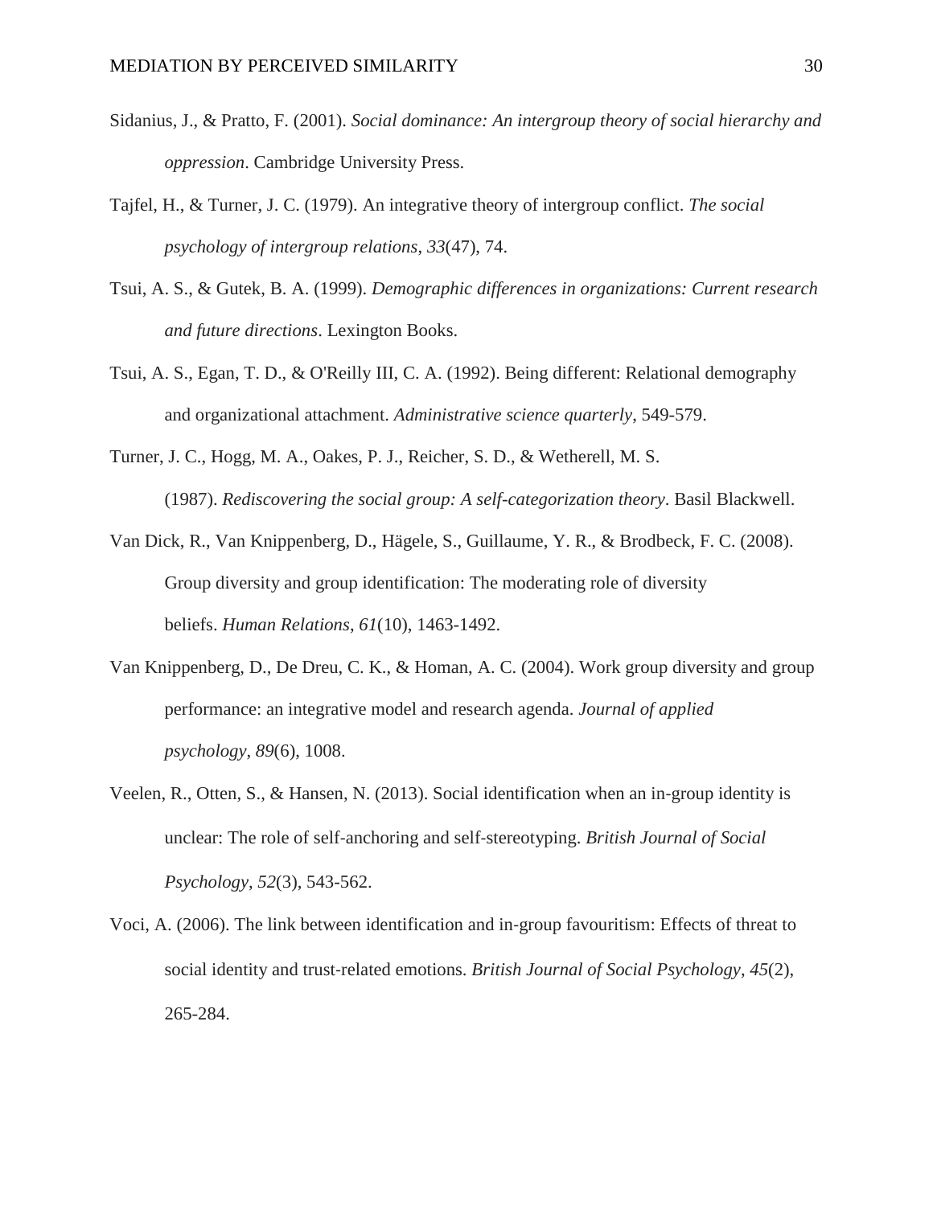Sidanius, J., & Pratto, F. (2001). *Social dominance: An intergroup theory of social hierarchy and oppression*. Cambridge University Press.

Tajfel, H., & Turner, J. C. (1979). An integrative theory of intergroup conflict. *The social psychology of intergroup relations*, *33*(47), 74.

Tsui, A. S., & Gutek, B. A. (1999). *Demographic differences in organizations: Current research and future directions*. Lexington Books.

Tsui, A. S., Egan, T. D., & O'Reilly III, C. A. (1992). Being different: Relational demography and organizational attachment. *Administrative science quarterly*, 549-579.

Turner, J. C., Hogg, M. A., Oakes, P. J., Reicher, S. D., & Wetherell, M. S. (1987). *Rediscovering the social group: A self-categorization theory*. Basil Blackwell.

Van Dick, R., Van Knippenberg, D., Hägele, S., Guillaume, Y. R., & Brodbeck, F. C. (2008). Group diversity and group identification: The moderating role of diversity beliefs. *Human Relations*, *61*(10), 1463-1492.

Van Knippenberg, D., De Dreu, C. K., & Homan, A. C. (2004). Work group diversity and group performance: an integrative model and research agenda. *Journal of applied psychology*, *89*(6), 1008.

Veelen, R., Otten, S., & Hansen, N. (2013). Social identification when an in-group identity is unclear: The role of self-anchoring and self-stereotyping. *British Journal of Social Psychology*, *52*(3), 543-562.

Voci, A. (2006). The link between identification and in-group favouritism: Effects of threat to social identity and trust-related emotions. *British Journal of Social Psychology*, *45*(2), 265-284.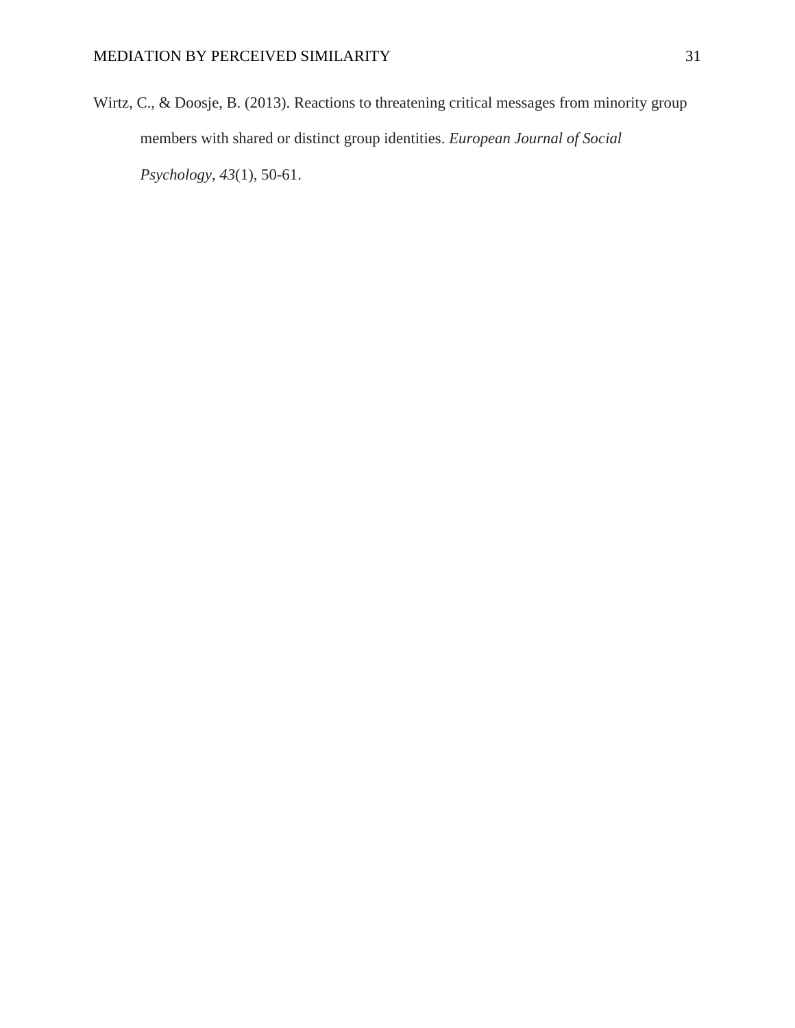Wirtz, C., & Doosje, B. (2013). Reactions to threatening critical messages from minority group members with shared or distinct group identities. *European Journal of Social Psychology*, *43*(1), 50-61.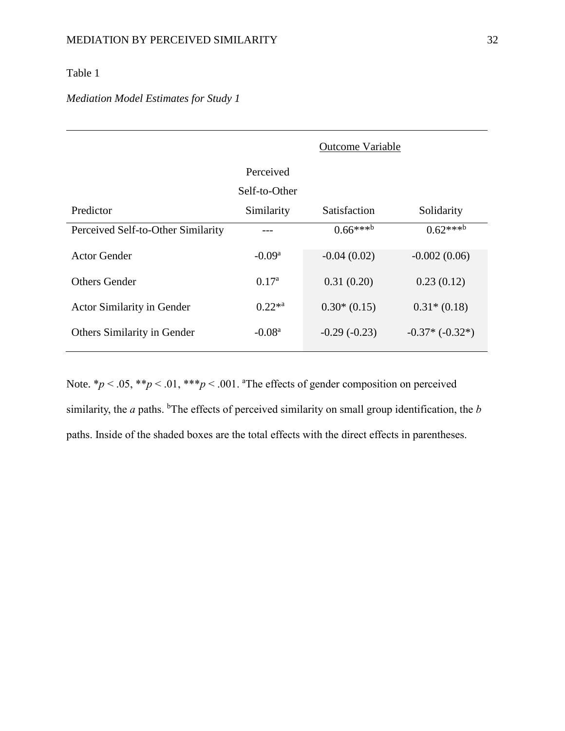Table 1

*Mediation Model Estimates for Study 1*

| | Outcome Variable | | |
|---|---|---|---|
| Predictor | Perceived Self-to-Other Similarity | Satisfaction | Solidarity |
| Perceived Self-to-Other Similarity | --- | 0.66***[b] | 0.62***[b] |
| Actor Gender | -0.09[a] | -0.04 (0.02) | -0.002 (0.06) |
| Others Gender | 0.17[a] | 0.31 (0.20) | 0.23 (0.12) |
| Actor Similarity in Gender | 0.22*[a] | 0.30* (0.15) | 0.31* (0.18) |
| Others Similarity in Gender | -0.08[a] | -0.29 (-0.23) | -0.37* (-0.32*) |

Note. * $p < .05$, ** $p < .01$, *** $p < .001$. [a]The effects of gender composition on perceived similarity, the *a* paths. [b]The effects of perceived similarity on small group identification, the *b* paths. Inside of the shaded boxes are the total effects with the direct effects in parentheses.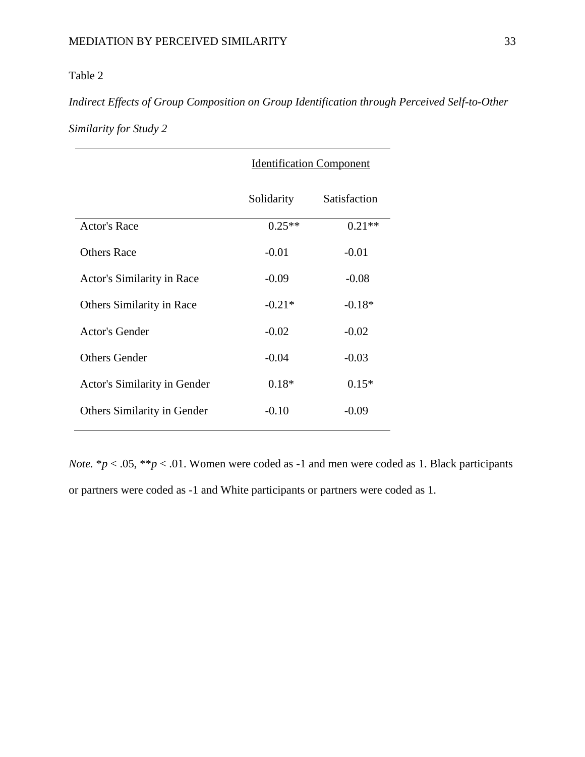Table 2

*Indirect Effects of Group Composition on Group Identification through Perceived Self-to-Other Similarity for Study 2*

| | Identification Component | |
|---|---|---|
| | Solidarity | Satisfaction |
| Actor's Race | 0.25** | 0.21** |
| Others Race | -0.01 | -0.01 |
| Actor's Similarity in Race | -0.09 | -0.08 |
| Others Similarity in Race | -0.21* | -0.18* |
| Actor's Gender | -0.02 | -0.02 |
| Others Gender | -0.04 | -0.03 |
| Actor's Similarity in Gender | 0.18* | 0.15* |
| Others Similarity in Gender | -0.10 | -0.09 |

*Note.* \*$p < .05$, \*\*$p < .01$. Women were coded as -1 and men were coded as 1. Black participants or partners were coded as -1 and White participants or partners were coded as 1.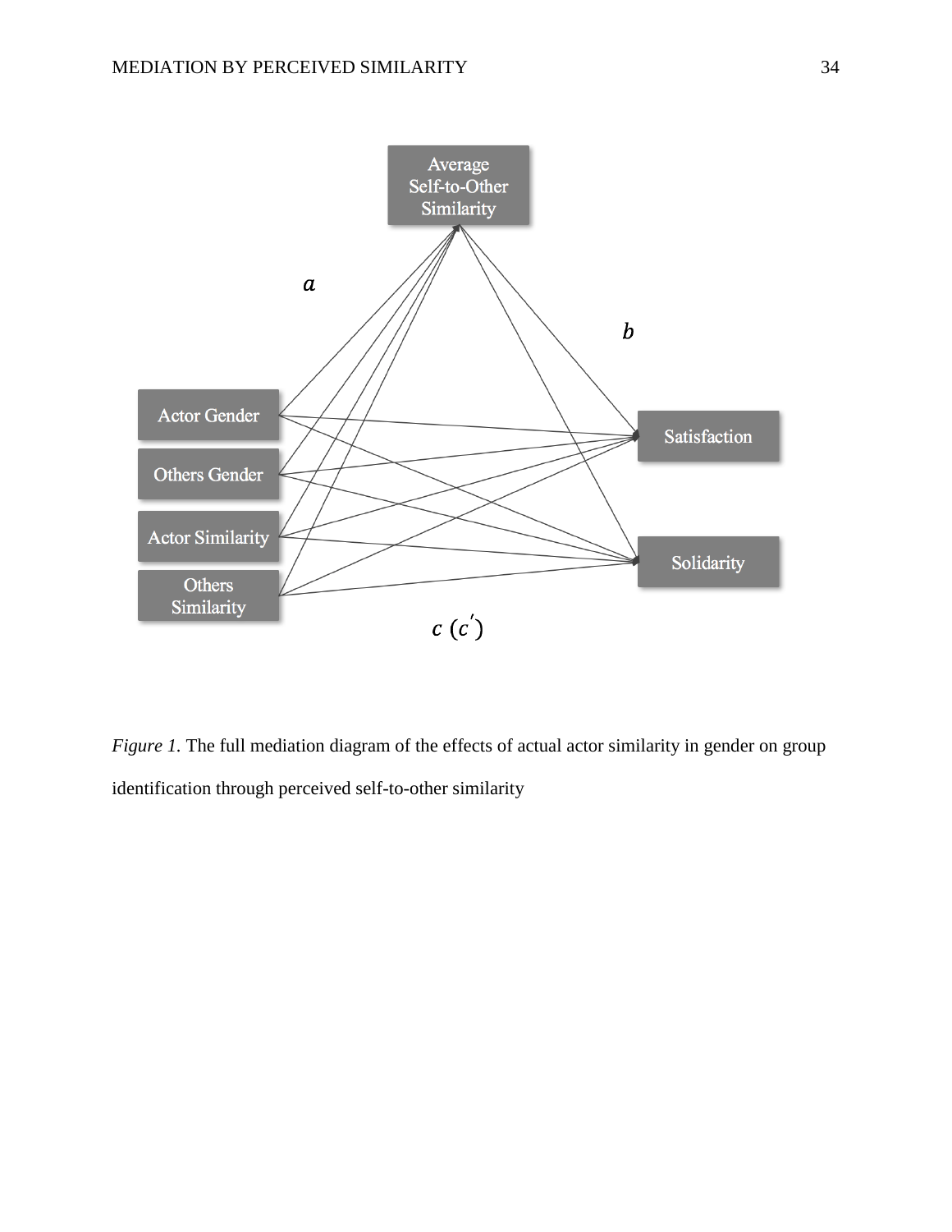Average Self-to-Other Similarity

$a$

$b$

Actor Gender

Others Gender

Actor Similarity

Others Similarity

Satisfaction

Solidarity

$c\ (c')$

*Figure 1.* The full mediation diagram of the effects of actual actor similarity in gender on group identification through perceived self-to-other similarity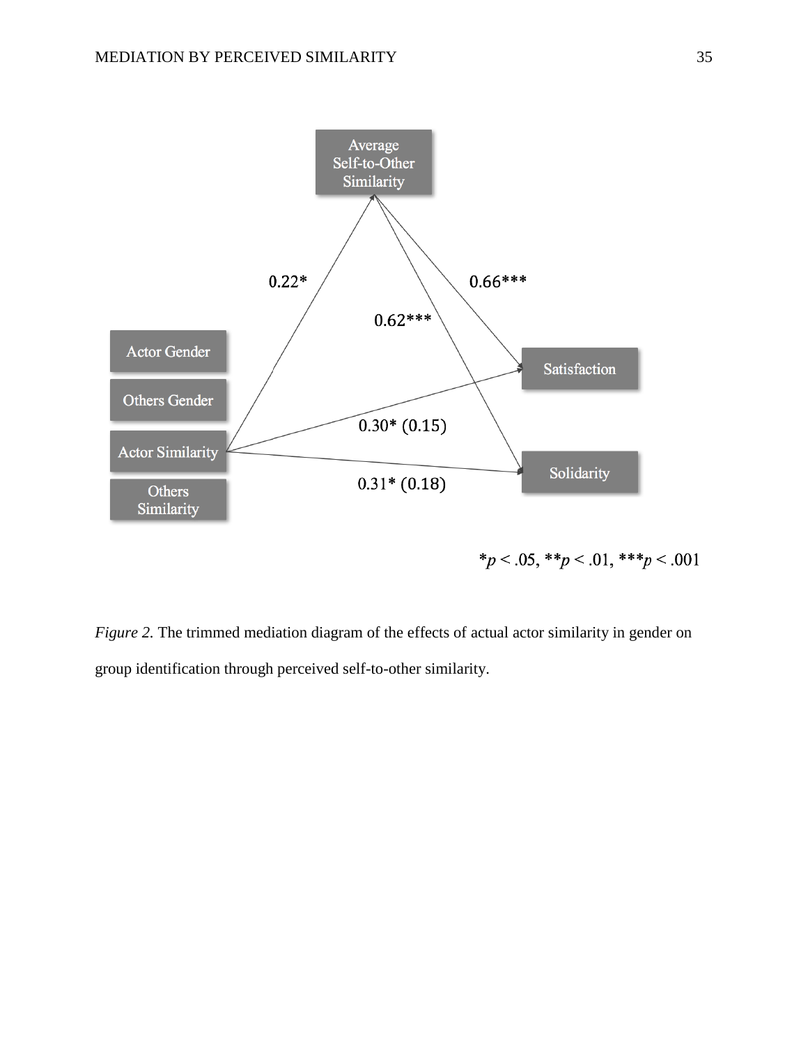Average Self-to-Other Similarity

0.22*

0.66***

0.62***

Actor Gender

Others Gender

Actor Similarity

Others Similarity

Satisfaction

Solidarity

0.30* (0.15)

0.31* (0.18)

*$p < .05$, **$p < .01$, ***$p < .001$

*Figure 2.* The trimmed mediation diagram of the effects of actual actor similarity in gender on group identification through perceived self-to-other similarity.